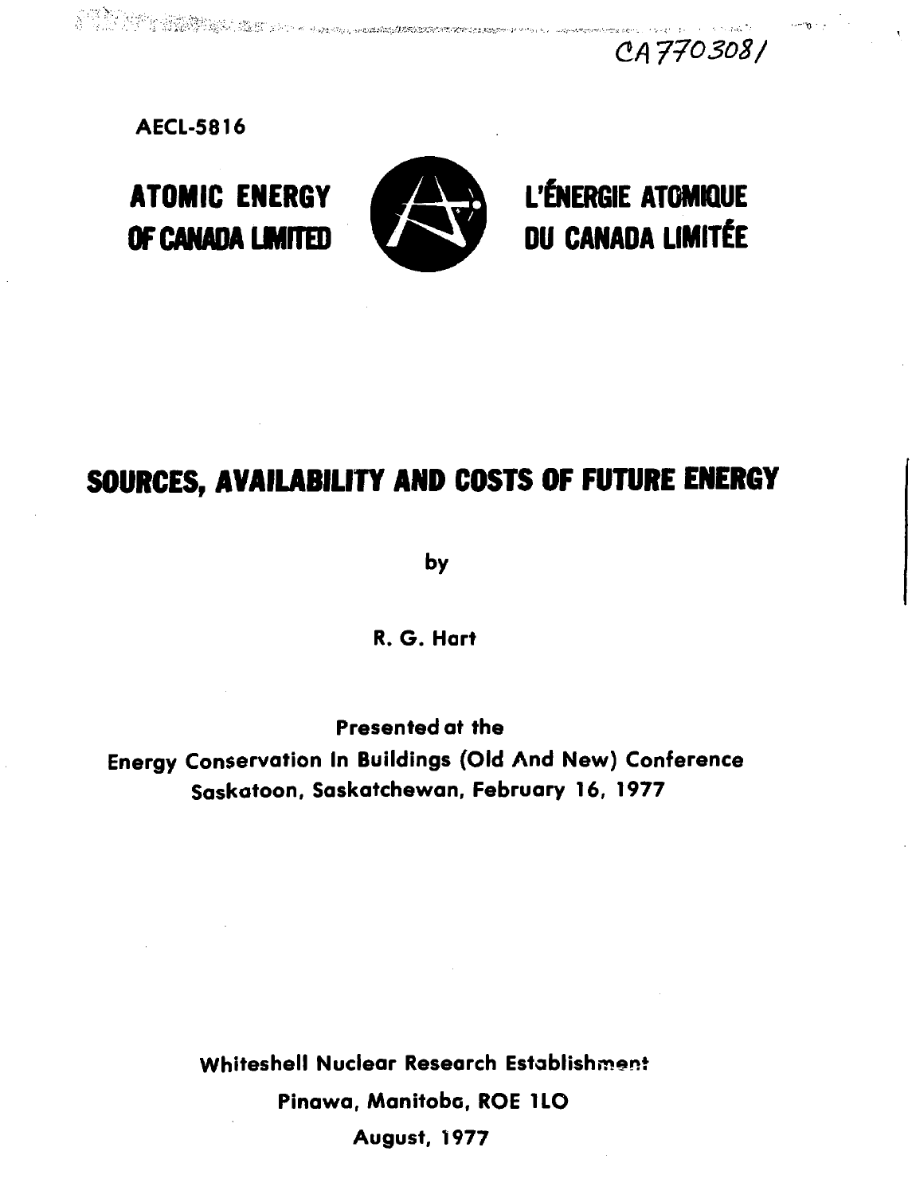CA7703081

AECL-5816

**ATOMIC ENERGY OF CANADA LIMITED**

**L'ÉNERGIE ATOMIQUE DU CANADA LIMITÉE**

# SOURCES, AVAILABILITY AND COSTS OF FUTURE ENERGY

by

**R. G. Hart**

**Presented at the**
**Energy Conservation In Buildings (Old And New) Conference**
**Saskatoon, Saskatchewan, February 16, 1977**

**Whiteshell Nuclear Research Establishment**
**Pinawa, Manitoba, ROE 1LO**
**August, 1977**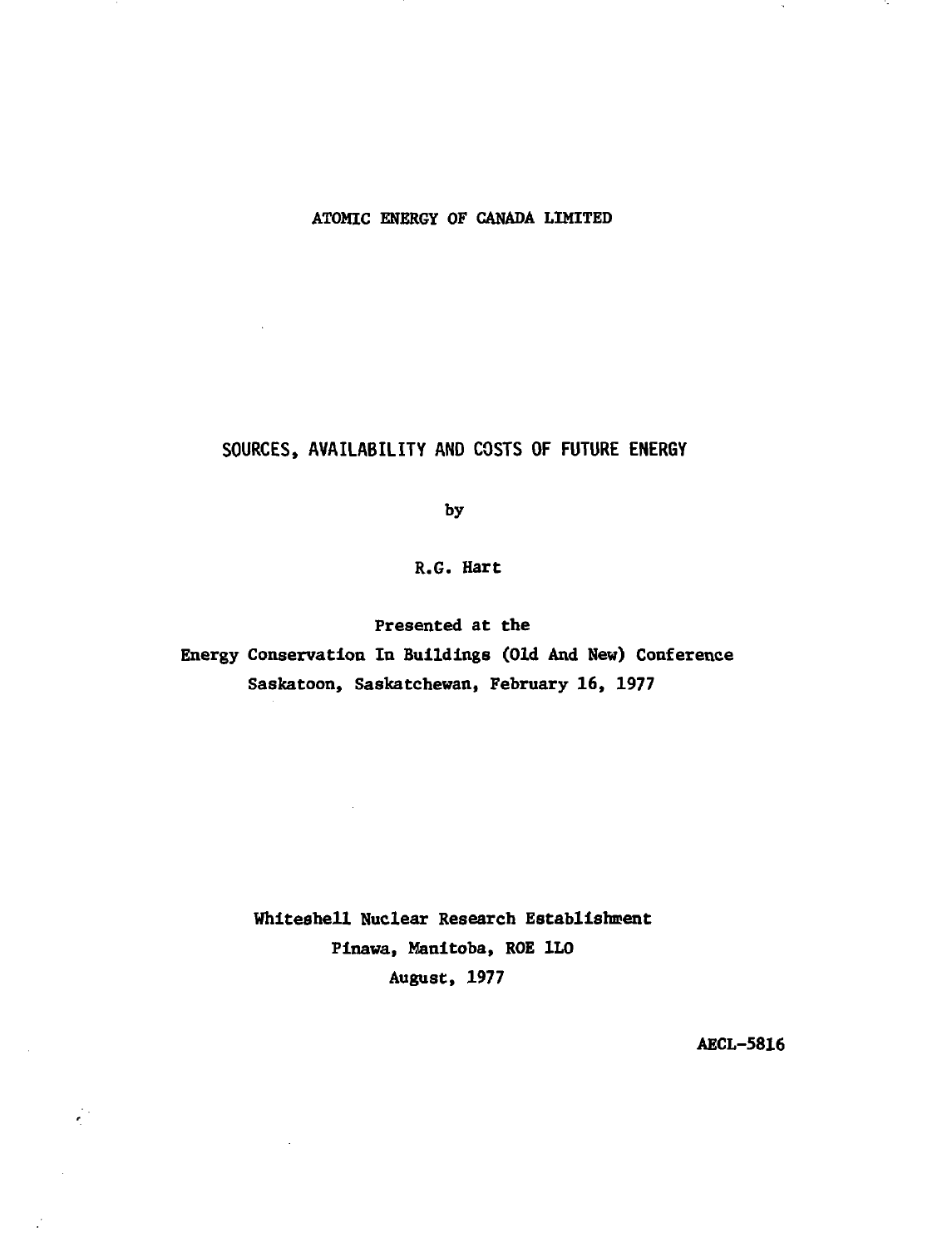ATOMIC ENERGY OF CANADA LIMITED

# SOURCES, AVAILABILITY AND COSTS OF FUTURE ENERGY

by

R.G. Hart

Presented at the

Energy Conservation In Buildings (Old And New) Conference

Saskatoon, Saskatchewan, February 16, 1977

Whiteshell Nuclear Research Establishment

Pinawa, Manitoba, ROE 1L0

August, 1977

AECL-5816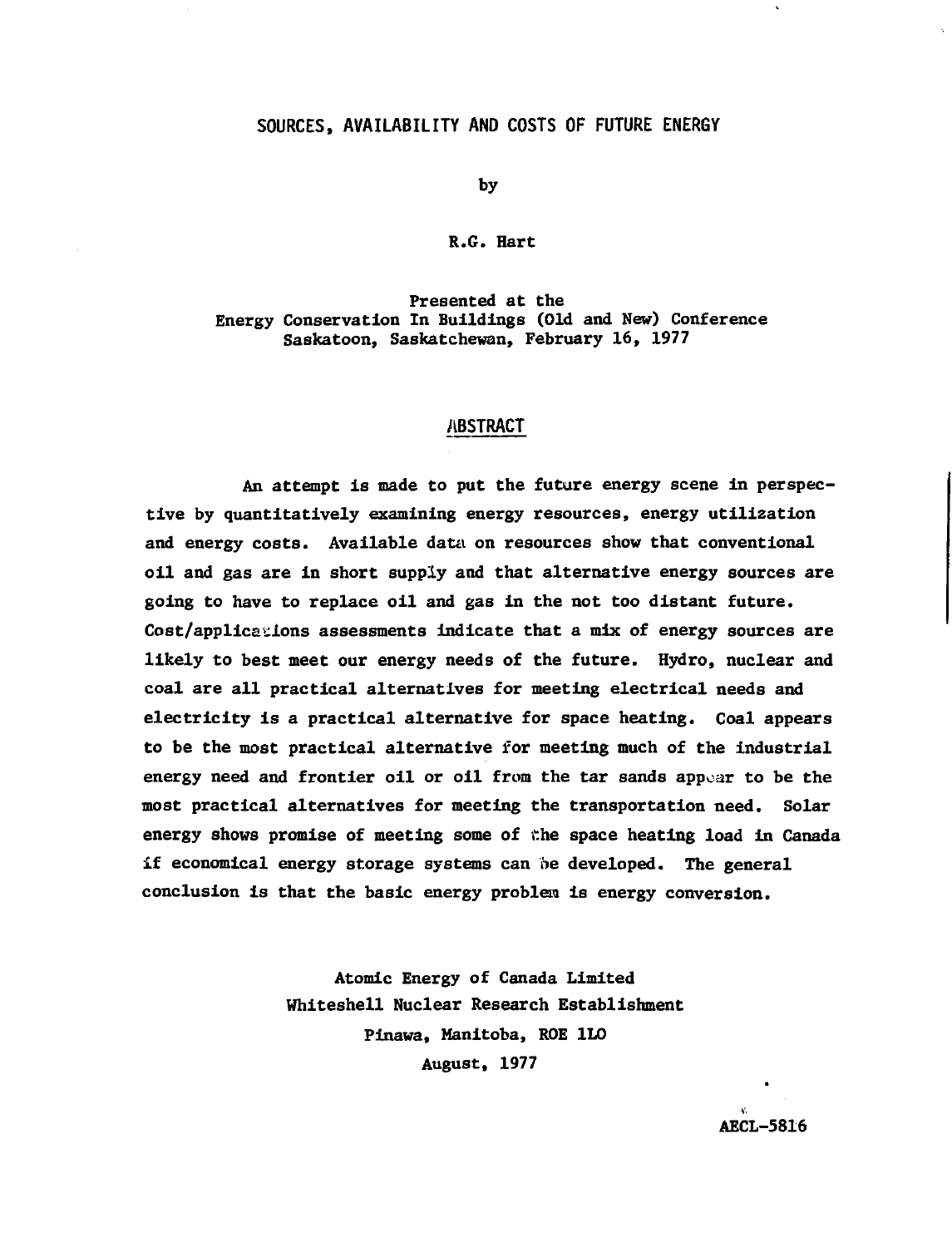# SOURCES, AVAILABILITY AND COSTS OF FUTURE ENERGY

by

R.G. Hart

Presented at the
Energy Conservation In Buildings (Old and New) Conference
Saskatoon, Saskatchewan, February 16, 1977

## ABSTRACT

An attempt is made to put the future energy scene in perspective by quantitatively examining energy resources, energy utilization and energy costs. Available data on resources show that conventional oil and gas are in short supply and that alternative energy sources are going to have to replace oil and gas in the not too distant future. Cost/applications assessments indicate that a mix of energy sources are likely to best meet our energy needs of the future. Hydro, nuclear and coal are all practical alternatives for meeting electrical needs and electricity is a practical alternative for space heating. Coal appears to be the most practical alternative for meeting much of the industrial energy need and frontier oil or oil from the tar sands appear to be the most practical alternatives for meeting the transportation need. Solar energy shows promise of meeting some of the space heating load in Canada if economical energy storage systems can be developed. The general conclusion is that the basic energy problem is energy conversion.

Atomic Energy of Canada Limited
Whiteshell Nuclear Research Establishment
Pinawa, Manitoba, ROE 1LO
August, 1977

AECL-5816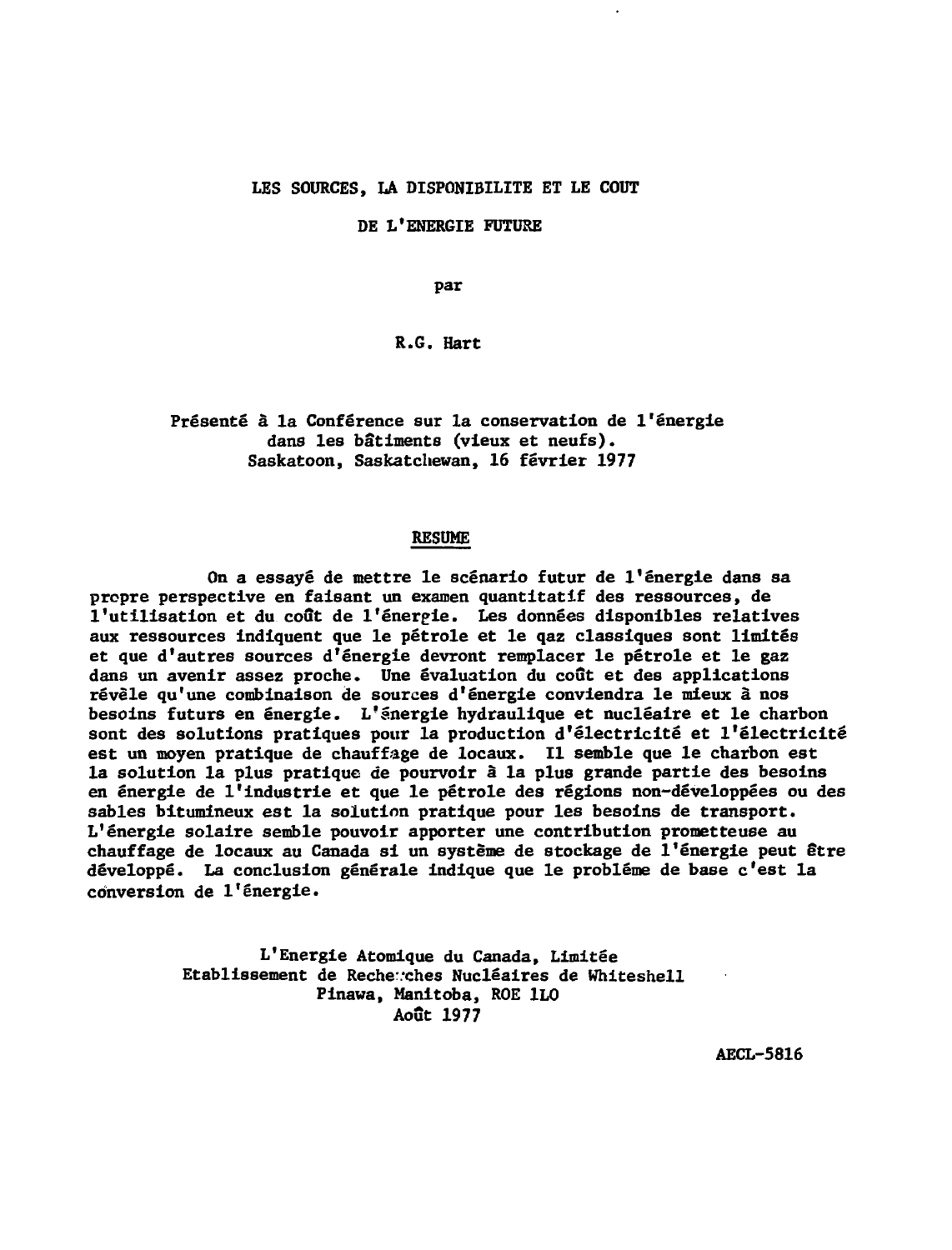# LES SOURCES, LA DISPONIBILITE ET LE COUT DE L'ENERGIE FUTURE

par

R.G. Hart

Présenté à la Conférence sur la conservation de l'énergie dans les bâtiments (vieux et neufs). Saskatoon, Saskatchewan, 16 février 1977

## RESUME

On a essayé de mettre le scénario futur de l'énergie dans sa propre perspective en faisant un examen quantitatif des ressources, de l'utilisation et du coût de l'énergie. Les données disponibles relatives aux ressources indiquent que le pétrole et le gaz classiques sont limités et que d'autres sources d'énergie devront remplacer le pétrole et le gaz dans un avenir assez proche. Une évaluation du coût et des applications révèle qu'une combinaison de sources d'énergie conviendra le mieux à nos besoins futurs en énergie. L'énergie hydraulique et nucléaire et le charbon sont des solutions pratiques pour la production d'électricité et l'électricité est un moyen pratique de chauffage de locaux. Il semble que le charbon est la solution la plus pratique de pourvoir à la plus grande partie des besoins en énergie de l'industrie et que le pétrole des régions non-développées ou des sables bitumineux est la solution pratique pour les besoins de transport. L'énergie solaire semble pouvoir apporter une contribution prometteuse au chauffage de locaux au Canada si un système de stockage de l'énergie peut être développé. La conclusion générale indique que le problème de base c'est la conversion de l'énergie.

L'Energie Atomique du Canada, Limitée
Etablissement de Recherches Nucléaires de Whiteshell
Pinawa, Manitoba, ROE 1LO
Août 1977

AECL-5816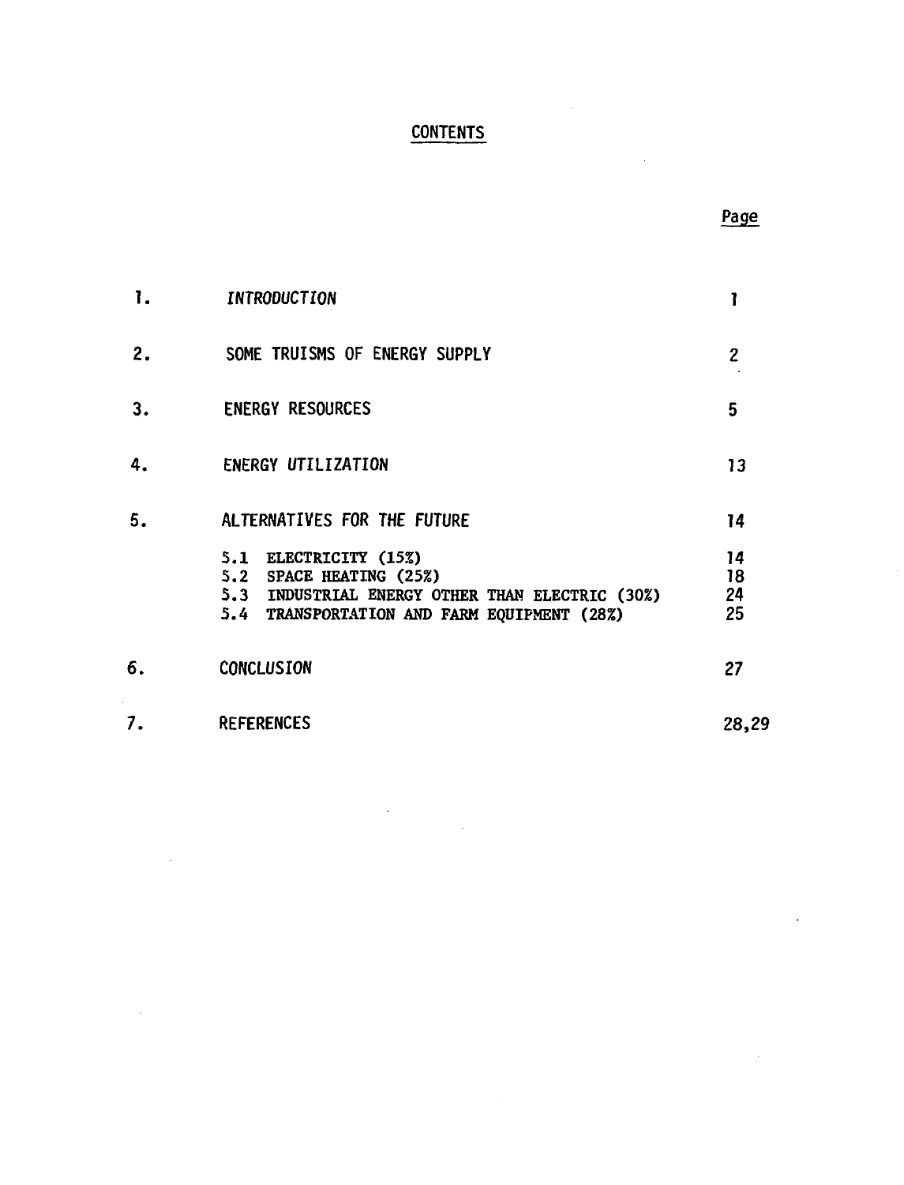# CONTENTS

| | | Page |
|---|---|---|
| 1. | *INTRODUCTION* | 1 |
| 2. | SOME TRUISMS OF ENERGY SUPPLY | 2 |
| 3. | ENERGY RESOURCES | 5 |
| 4. | ENERGY UTILIZATION | 13 |
| 5. | ALTERNATIVES FOR THE FUTURE | 14 |
| | 5.1 ELECTRICITY (15%) | 14 |
| | 5.2 SPACE HEATING (25%) | 18 |
| | 5.3 INDUSTRIAL ENERGY OTHER THAN ELECTRIC (30%) | 24 |
| | 5.4 TRANSPORTATION AND FARM EQUIPMENT (28%) | 25 |
| 6. | CONCLUSION | 27 |
| 7. | REFERENCES | 28,29 |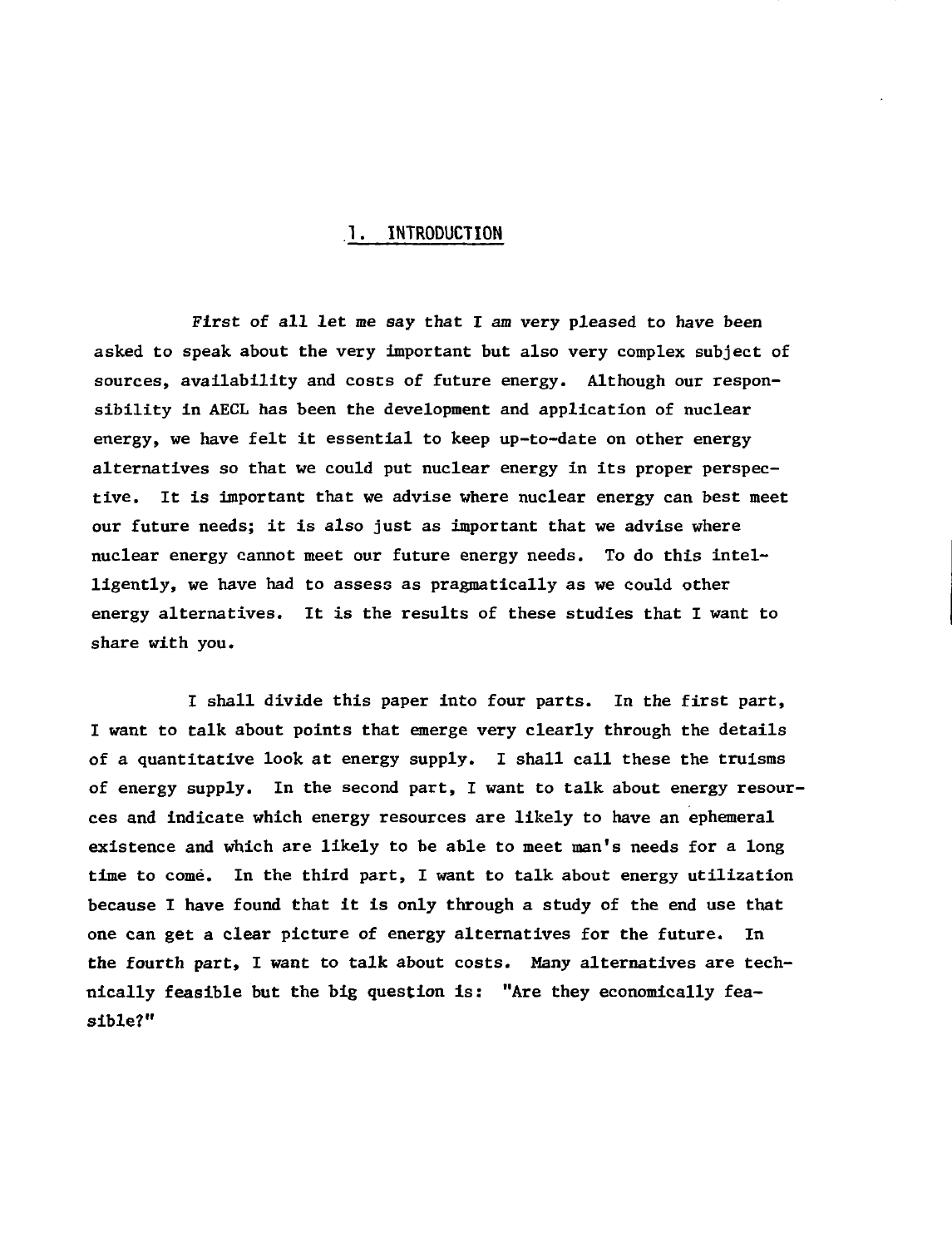# 1. INTRODUCTION

First of all let me say that I am very pleased to have been asked to speak about the very important but also very complex subject of sources, availability and costs of future energy. Although our responsibility in AECL has been the development and application of nuclear energy, we have felt it essential to keep up-to-date on other energy alternatives so that we could put nuclear energy in its proper perspective. It is important that we advise where nuclear energy can best meet our future needs; it is also just as important that we advise where nuclear energy cannot meet our future energy needs. To do this intelligently, we have had to assess as pragmatically as we could other energy alternatives. It is the results of these studies that I want to share with you.

I shall divide this paper into four parts. In the first part, I want to talk about points that emerge very clearly through the details of a quantitative look at energy supply. I shall call these the truisms of energy supply. In the second part, I want to talk about energy resources and indicate which energy resources are likely to have an ephemeral existence and which are likely to be able to meet man's needs for a long time to come. In the third part, I want to talk about energy utilization because I have found that it is only through a study of the end use that one can get a clear picture of energy alternatives for the future. In the fourth part, I want to talk about costs. Many alternatives are technically feasible but the big question is: "Are they economically feasible?"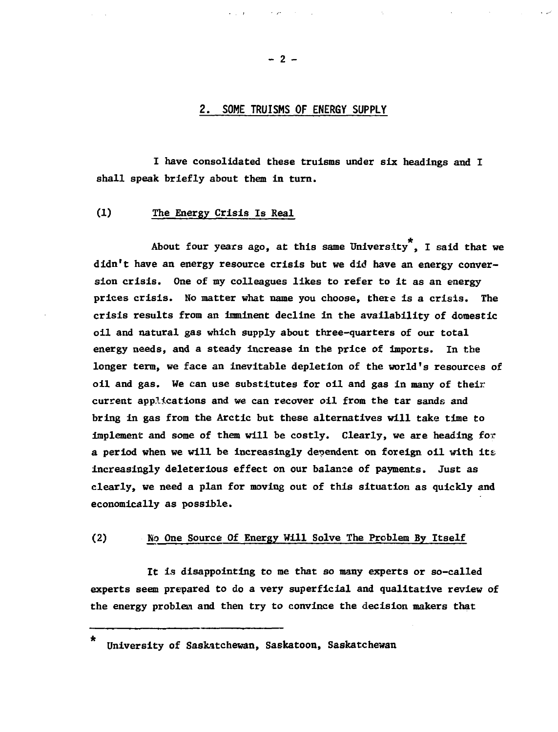## 2. SOME TRUISMS OF ENERGY SUPPLY

I have consolidated these truisms under six headings and I shall speak briefly about them in turn.

### (1) The Energy Crisis Is Real

About four years ago, at this same University*, I said that we didn't have an energy resource crisis but we did have an energy conversion crisis. One of my colleagues likes to refer to it as an energy prices crisis. No matter what name you choose, there is a crisis. The crisis results from an imminent decline in the availability of domestic oil and natural gas which supply about three-quarters of our total energy needs, and a steady increase in the price of imports. In the longer term, we face an inevitable depletion of the world's resources of oil and gas. We can use substitutes for oil and gas in many of their current applications and we can recover oil from the tar sands and bring in gas from the Arctic but these alternatives will take time to implement and some of them will be costly. Clearly, we are heading for a period when we will be increasingly dependent on foreign oil with its increasingly deleterious effect on our balance of payments. Just as clearly, we need a plan for moving out of this situation as quickly and economically as possible.

### (2) No One Source Of Energy Will Solve The Problem By Itself

It is disappointing to me that so many experts or so-called experts seem prepared to do a very superficial and qualitative review of the energy problem and then try to convince the decision makers that

---

\* University of Saskatchewan, Saskatoon, Saskatchewan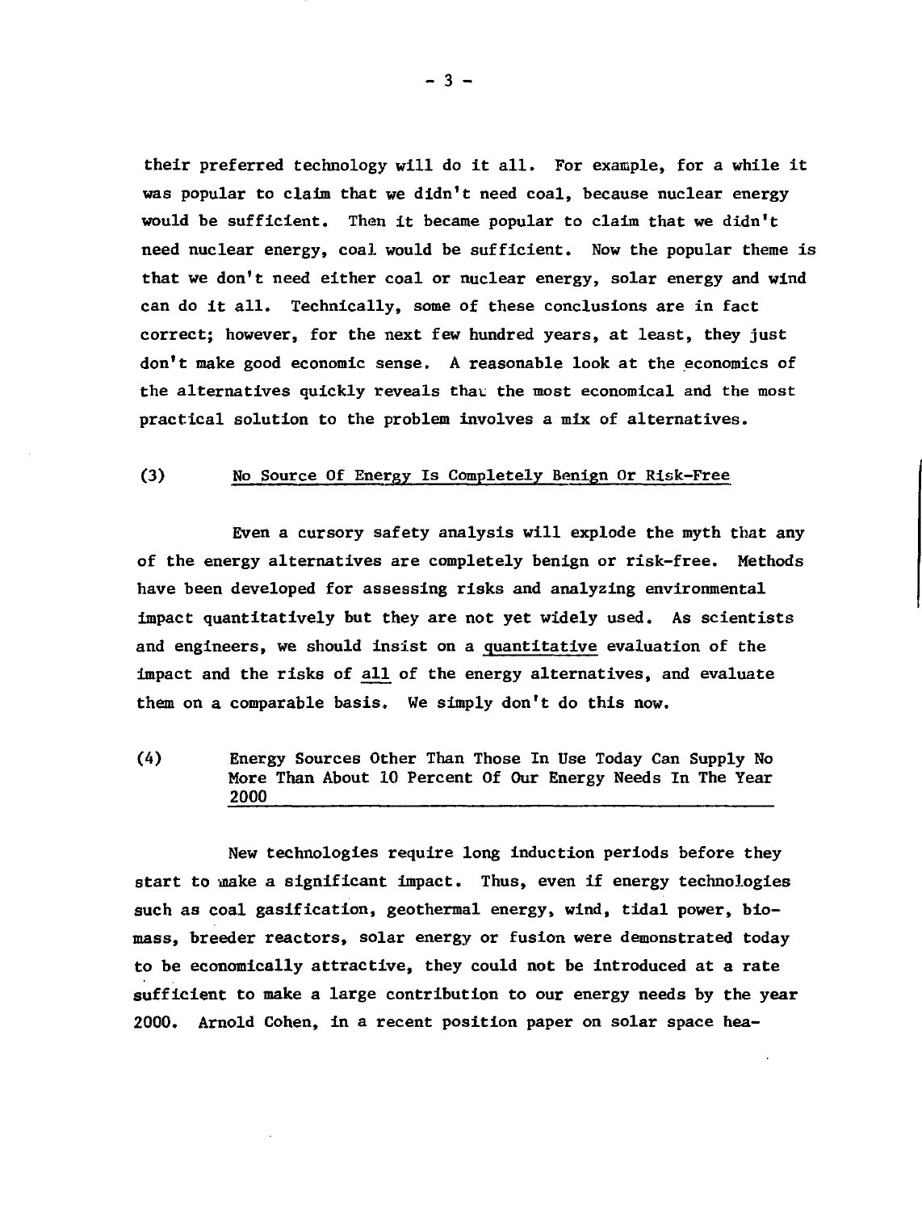their preferred technology will do it all. For example, for a while it was popular to claim that we didn't need coal, because nuclear energy would be sufficient. Then it became popular to claim that we didn't need nuclear energy, coal would be sufficient. Now the popular theme is that we don't need either coal or nuclear energy, solar energy and wind can do it all. Technically, some of these conclusions are in fact correct; however, for the next few hundred years, at least, they just don't make good economic sense. A reasonable look at the economics of the alternatives quickly reveals that the most economical and the most practical solution to the problem involves a mix of alternatives.

### (3) No Source Of Energy Is Completely Benign Or Risk-Free

Even a cursory safety analysis will explode the myth that any of the energy alternatives are completely benign or risk-free. Methods have been developed for assessing risks and analyzing environmental impact quantitatively but they are not yet widely used. As scientists and engineers, we should insist on a quantitative evaluation of the impact and the risks of all of the energy alternatives, and evaluate them on a comparable basis. We simply don't do this now.

### (4) Energy Sources Other Than Those In Use Today Can Supply No More Than About 10 Percent Of Our Energy Needs In The Year 2000

New technologies require long induction periods before they start to make a significant impact. Thus, even if energy technologies such as coal gasification, geothermal energy, wind, tidal power, biomass, breeder reactors, solar energy or fusion were demonstrated today to be economically attractive, they could not be introduced at a rate sufficient to make a large contribution to our energy needs by the year 2000. Arnold Cohen, in a recent position paper on solar space hea-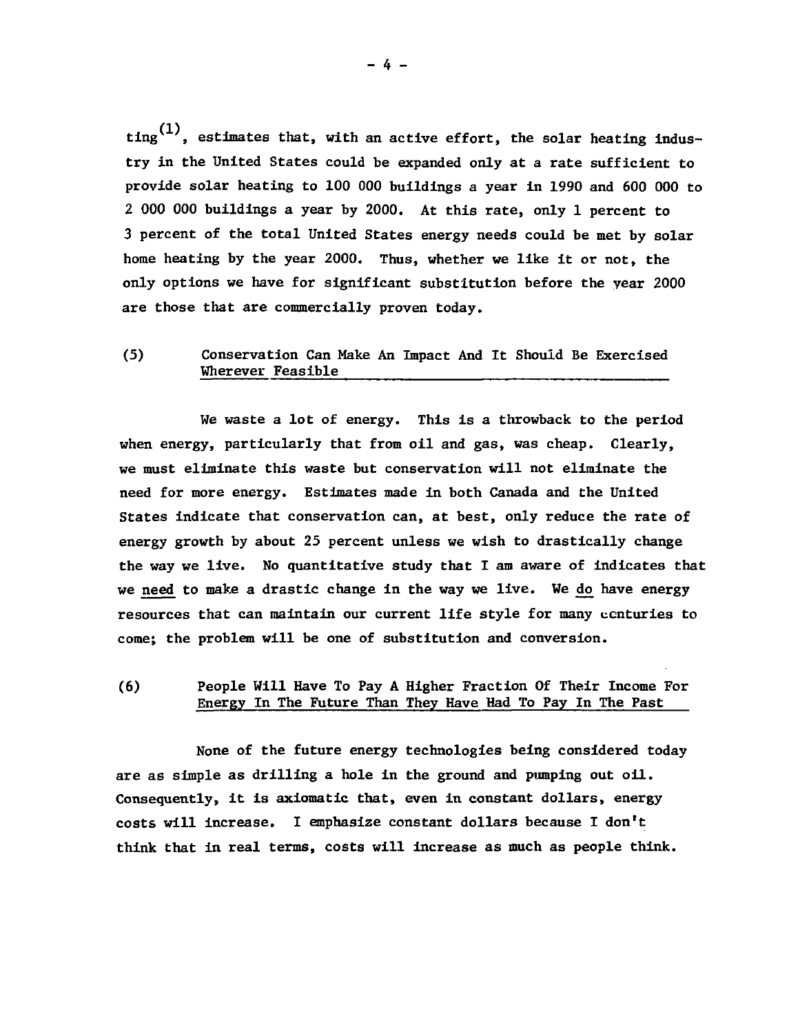ting[1], estimates that, with an active effort, the solar heating industry in the United States could be expanded only at a rate sufficient to provide solar heating to 100 000 buildings a year in 1990 and 600 000 to 2 000 000 buildings a year by 2000. At this rate, only 1 percent to 3 percent of the total United States energy needs could be met by solar home heating by the year 2000. Thus, whether we like it or not, the only options we have for significant substitution before the year 2000 are those that are commercially proven today.

## (5) Conservation Can Make An Impact And It Should Be Exercised Wherever Feasible

We waste a lot of energy. This is a throwback to the period when energy, particularly that from oil and gas, was cheap. Clearly, we must eliminate this waste but conservation will not eliminate the need for more energy. Estimates made in both Canada and the United States indicate that conservation can, at best, only reduce the rate of energy growth by about 25 percent unless we wish to drastically change the way we live. No quantitative study that I am aware of indicates that we *need* to make a drastic change in the way we live. We *do* have energy resources that can maintain our current life style for many centuries to come; the problem will be one of substitution and conversion.

## (6) People Will Have To Pay A Higher Fraction Of Their Income For Energy In The Future Than They Have Had To Pay In The Past

None of the future energy technologies being considered today are as simple as drilling a hole in the ground and pumping out oil. Consequently, it is axiomatic that, even in constant dollars, energy costs will increase. I emphasize constant dollars because I don't think that in real terms, costs will increase as much as people think.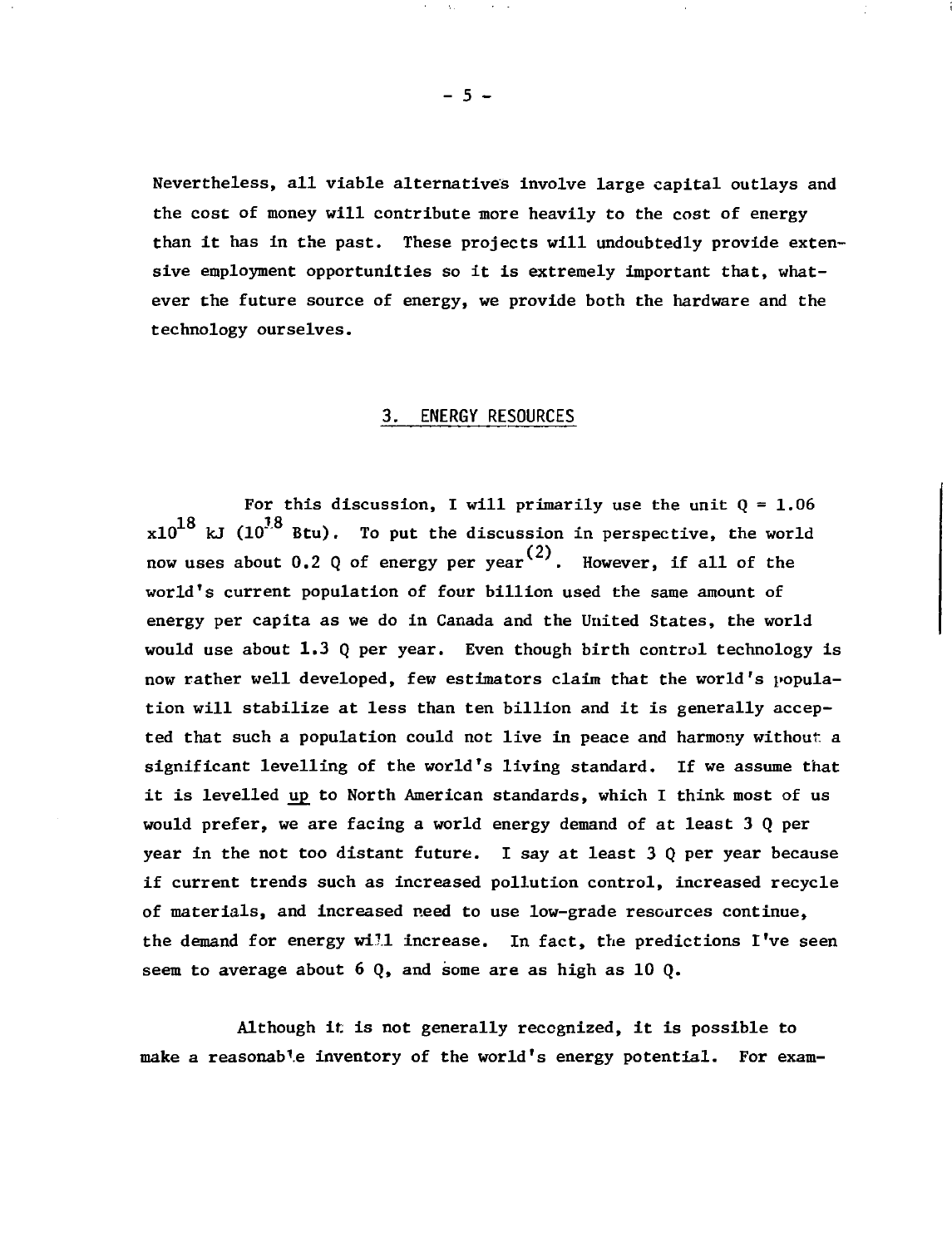Nevertheless, all viable alternatives involve large capital outlays and the cost of money will contribute more heavily to the cost of energy than it has in the past. These projects will undoubtedly provide extensive employment opportunities so it is extremely important that, whatever the future source of energy, we provide both the hardware and the technology ourselves.

## 3. ENERGY RESOURCES

For this discussion, I will primarily use the unit Q = $1.06 \times 10^{18}$ kJ ($10^{18}$ Btu). To put the discussion in perspective, the world now uses about 0.2 Q of energy per year[(2)]. However, if all of the world's current population of four billion used the same amount of energy per capita as we do in Canada and the United States, the world would use about 1.3 Q per year. Even though birth control technology is now rather well developed, few estimators claim that the world's population will stabilize at less than ten billion and it is generally accepted that such a population could not live in peace and harmony without a significant levelling of the world's living standard. If we assume that it is levelled up to North American standards, which I think most of us would prefer, we are facing a world energy demand of at least 3 Q per year in the not too distant future. I say at least 3 Q per year because if current trends such as increased pollution control, increased recycle of materials, and increased need to use low-grade resources continue, the demand for energy will increase. In fact, the predictions I've seen seem to average about 6 Q, and some are as high as 10 Q.

Although it is not generally recognized, it is possible to make a reasonable inventory of the world's energy potential. For exam-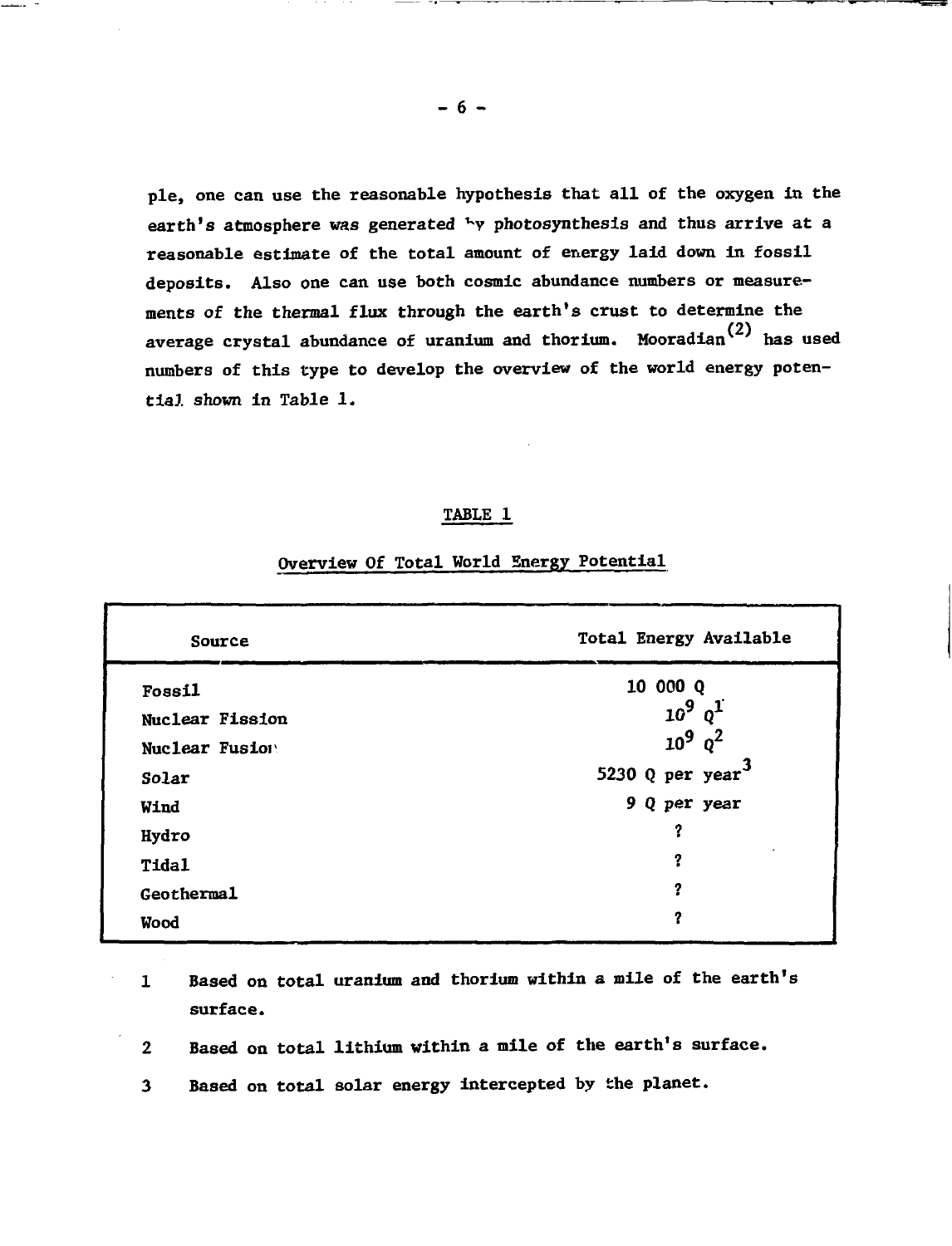ple, one can use the reasonable hypothesis that all of the oxygen in the earth's atmosphere was generated by photosynthesis and thus arrive at a reasonable estimate of the total amount of energy laid down in fossil deposits. Also one can use both cosmic abundance numbers or measurements of the thermal flux through the earth's crust to determine the average crystal abundance of uranium and thorium. Mooradian[2] has used numbers of this type to develop the overview of the world energy potential shown in Table 1.

TABLE 1

Overview Of Total World Energy Potential

| Source | Total Energy Available |
|---|---|
| Fossil | 10 000 Q |
| Nuclear Fission | $10^9$ Q[1] |
| Nuclear Fusion | $10^9$ Q[2] |
| Solar | 5230 Q per year[3] |
| Wind | 9 Q per year |
| Hydro | ? |
| Tidal | ? |
| Geothermal | ? |
| Wood | ? |

1 Based on total uranium and thorium within a mile of the earth's surface.

2 Based on total lithium within a mile of the earth's surface.

3 Based on total solar energy intercepted by the planet.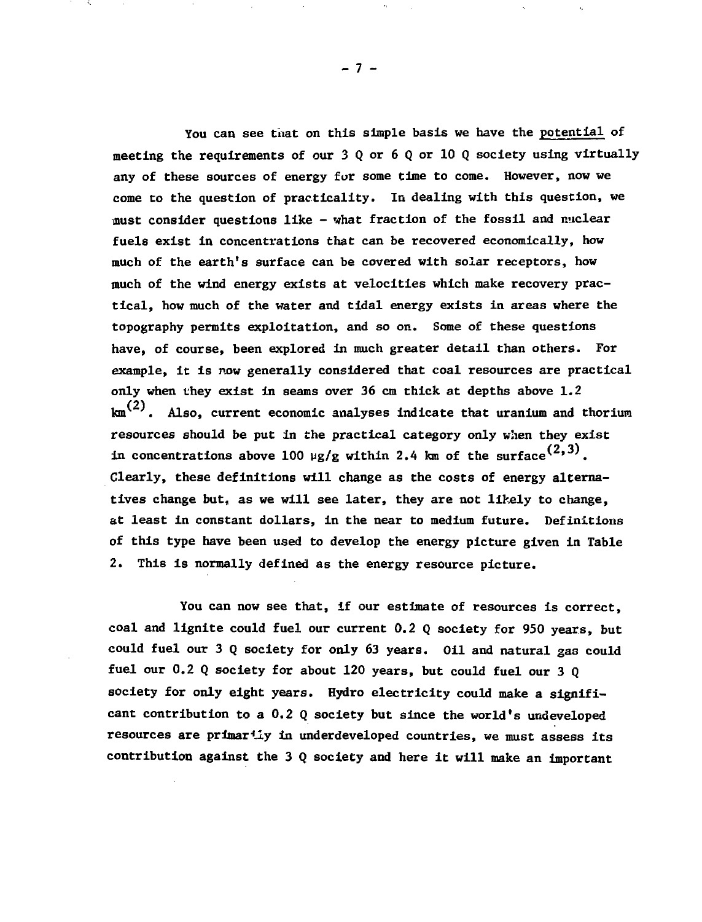You can see that on this simple basis we have the potential of meeting the requirements of our 3 Q or 6 Q or 10 Q society using virtually any of these sources of energy for some time to come. However, now we come to the question of practicality. In dealing with this question, we must consider questions like - what fraction of the fossil and nuclear fuels exist in concentrations that can be recovered economically, how much of the earth's surface can be covered with solar receptors, how much of the wind energy exists at velocities which make recovery practical, how much of the water and tidal energy exists in areas where the topography permits exploitation, and so on. Some of these questions have, of course, been explored in much greater detail than others. For example, it is now generally considered that coal resources are practical only when they exist in seams over 36 cm thick at depths above 1.2 km[2]. Also, current economic analyses indicate that uranium and thorium resources should be put in the practical category only when they exist in concentrations above 100 μg/g within 2.4 km of the surface[2,3]. Clearly, these definitions will change as the costs of energy alternatives change but, as we will see later, they are not likely to change, at least in constant dollars, in the near to medium future. Definitions of this type have been used to develop the energy picture given in Table 2. This is normally defined as the energy resource picture.

You can now see that, if our estimate of resources is correct, coal and lignite could fuel our current 0.2 Q society for 950 years, but could fuel our 3 Q society for only 63 years. Oil and natural gas could fuel our 0.2 Q society for about 120 years, but could fuel our 3 Q society for only eight years. Hydro electricity could make a significant contribution to a 0.2 Q society but since the world's undeveloped resources are primarily in underdeveloped countries, we must assess its contribution against the 3 Q society and here it will make an important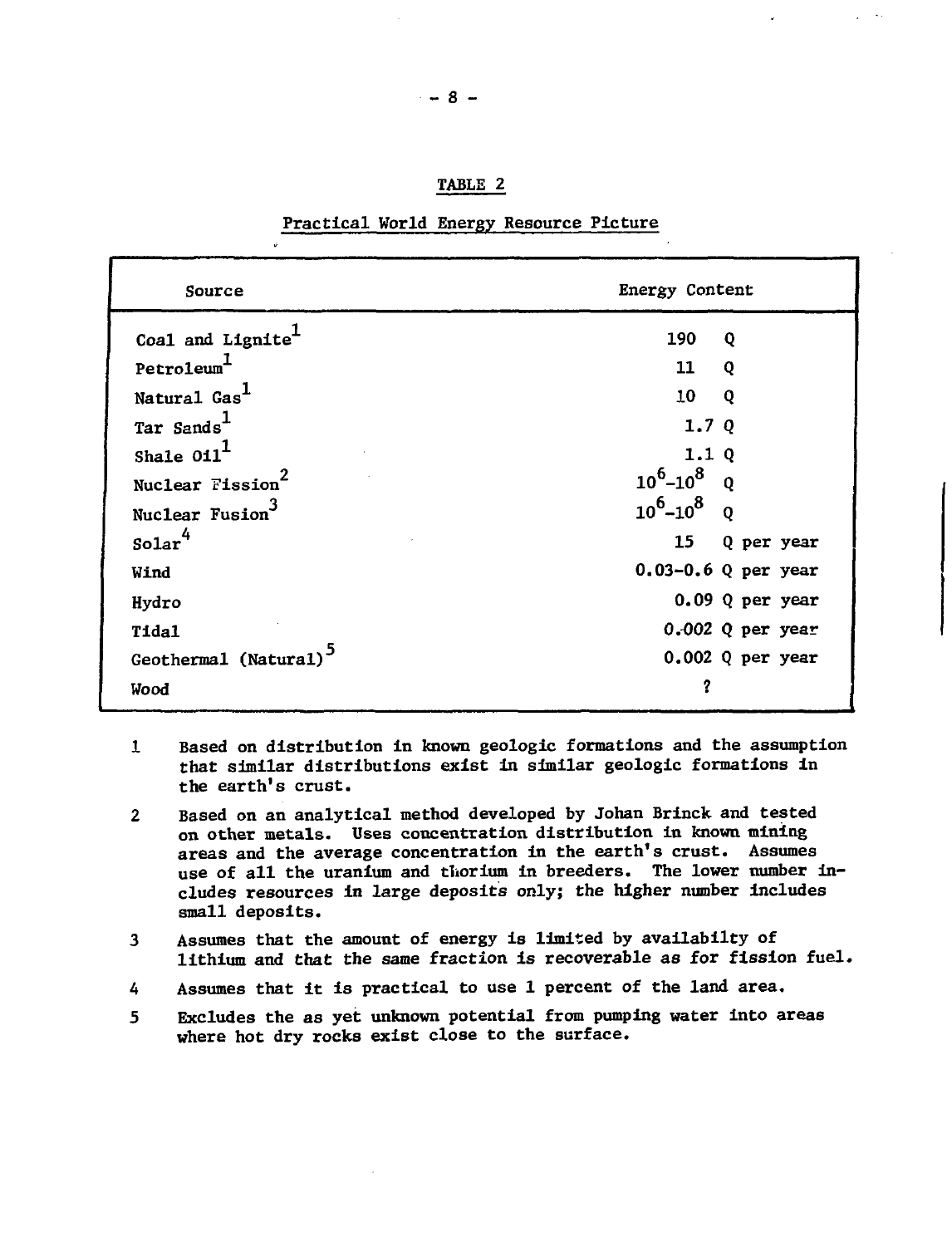TABLE 2

Practical World Energy Resource Picture

| Source | Energy Content |
|---|---|
| Coal and Lignite[1] | 190 Q |
| Petroleum[1] | 11 Q |
| Natural Gas[1] | 10 Q |
| Tar Sands[1] | 1.7 Q |
| Shale Oil[1] | 1.1 Q |
| Nuclear Fission[2] | $10^6$–$10^8$ Q |
| Nuclear Fusion[3] | $10^6$–$10^8$ Q |
| Solar[4] | 15 Q per year |
| Wind | 0.03–0.6 Q per year |
| Hydro | 0.09 Q per year |
| Tidal | 0.002 Q per year |
| Geothermal (Natural)[5] | 0.002 Q per year |
| Wood | ? |

1. Based on distribution in known geologic formations and the assumption that similar distributions exist in similar geologic formations in the earth's crust.
2. Based on an analytical method developed by Johan Brinck and tested on other metals. Uses concentration distribution in known mining areas and the average concentration in the earth's crust. Assumes use of all the uranium and thorium in breeders. The lower number includes resources in large deposits only; the higher number includes small deposits.
3. Assumes that the amount of energy is limited by availabilty of lithium and that the same fraction is recoverable as for fission fuel.
4. Assumes that it is practical to use 1 percent of the land area.
5. Excludes the as yet unknown potential from pumping water into areas where hot dry rocks exist close to the surface.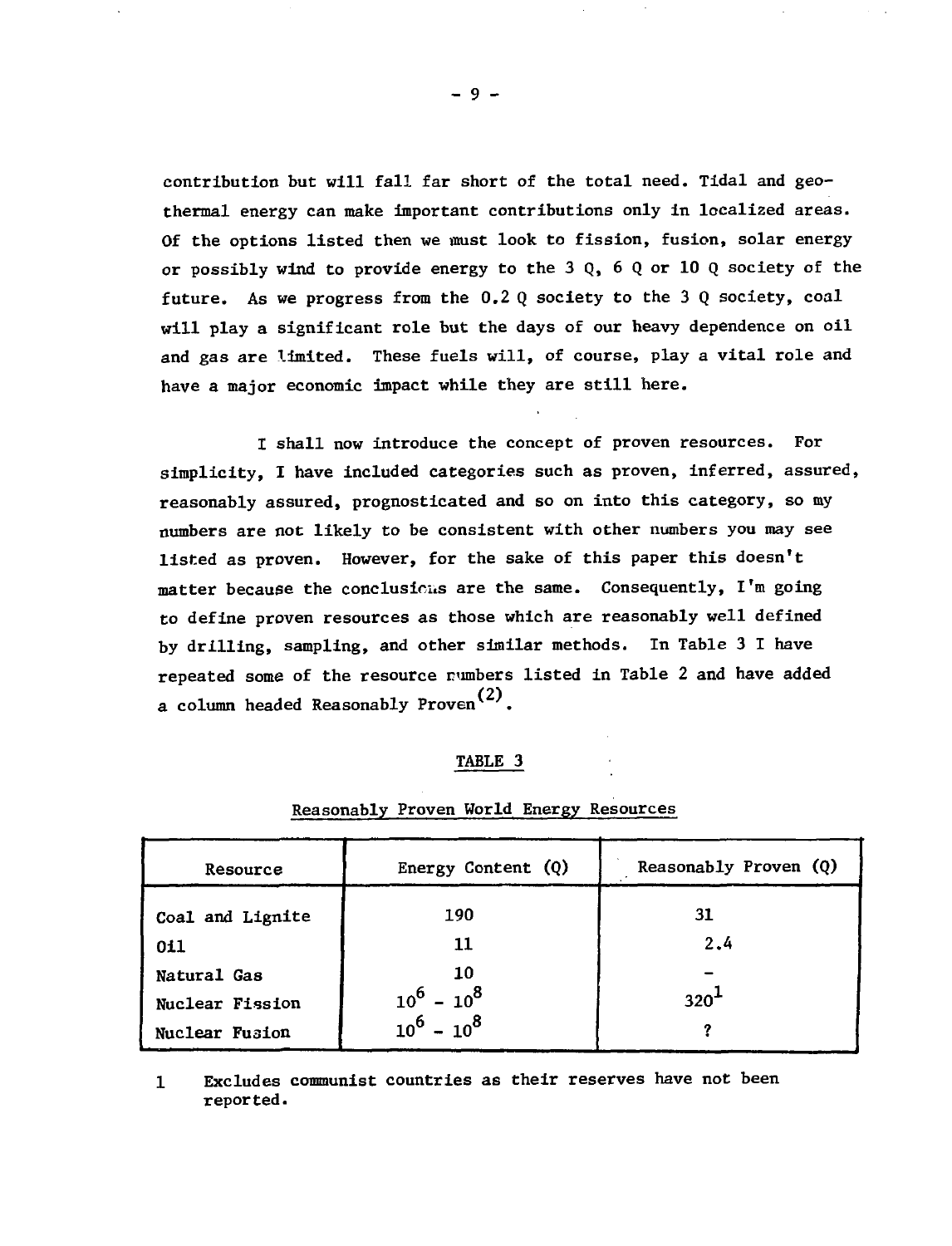contribution but will fall far short of the total need. Tidal and geothermal energy can make important contributions only in localized areas. Of the options listed then we must look to fission, fusion, solar energy or possibly wind to provide energy to the 3 Q, 6 Q or 10 Q society of the future. As we progress from the 0.2 Q society to the 3 Q society, coal will play a significant role but the days of our heavy dependence on oil and gas are limited. These fuels will, of course, play a vital role and have a major economic impact while they are still here.

I shall now introduce the concept of proven resources. For simplicity, I have included categories such as proven, inferred, assured, reasonably assured, prognosticated and so on into this category, so my numbers are not likely to be consistent with other numbers you may see listed as proven. However, for the sake of this paper this doesn't matter because the conclusions are the same. Consequently, I'm going to define proven resources as those which are reasonably well defined by drilling, sampling, and other similar methods. In Table 3 I have repeated some of the resource numbers listed in Table 2 and have added a column headed Reasonably Proven[(2)].

TABLE 3

Reasonably Proven World Energy Resources

| Resource | Energy Content (Q) | Reasonably Proven (Q) |
|---|---|---|
| Coal and Lignite | 190 | 31 |
| Oil | 11 | 2.4 |
| Natural Gas | 10 | - |
| Nuclear Fission | $10^6 - 10^8$ | 320[1] |
| Nuclear Fusion | $10^6 - 10^8$ | ? |

1 Excludes communist countries as their reserves have not been reported.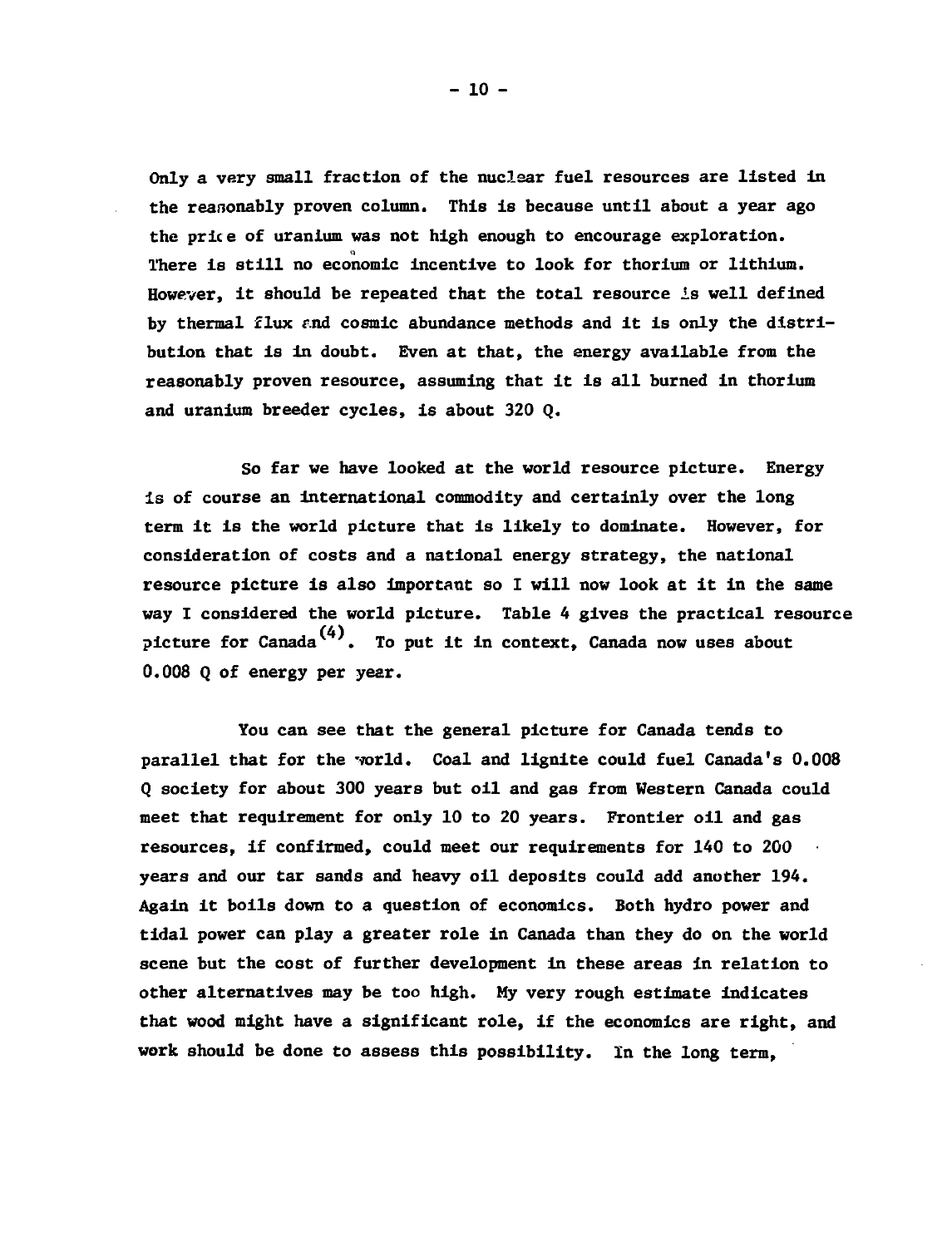Only a very small fraction of the nuclear fuel resources are listed in the reasonably proven column. This is because until about a year ago the price of uranium was not high enough to encourage exploration. There is still no economic incentive to look for thorium or lithium. However, it should be repeated that the total resource is well defined by thermal flux and cosmic abundance methods and it is only the distribution that is in doubt. Even at that, the energy available from the reasonably proven resource, assuming that it is all burned in thorium and uranium breeder cycles, is about 320 Q.

So far we have looked at the world resource picture. Energy is of course an international commodity and certainly over the long term it is the world picture that is likely to dominate. However, for consideration of costs and a national energy strategy, the national resource picture is also important so I will now look at it in the same way I considered the world picture. Table 4 gives the practical resource picture for Canada[4]. To put it in context, Canada now uses about 0.008 Q of energy per year.

You can see that the general picture for Canada tends to parallel that for the world. Coal and lignite could fuel Canada's 0.008 Q society for about 300 years but oil and gas from Western Canada could meet that requirement for only 10 to 20 years. Frontier oil and gas resources, if confirmed, could meet our requirements for 140 to 200 years and our tar sands and heavy oil deposits could add another 194. Again it boils down to a question of economics. Both hydro power and tidal power can play a greater role in Canada than they do on the world scene but the cost of further development in these areas in relation to other alternatives may be too high. My very rough estimate indicates that wood might have a significant role, if the economics are right, and work should be done to assess this possibility. In the long term,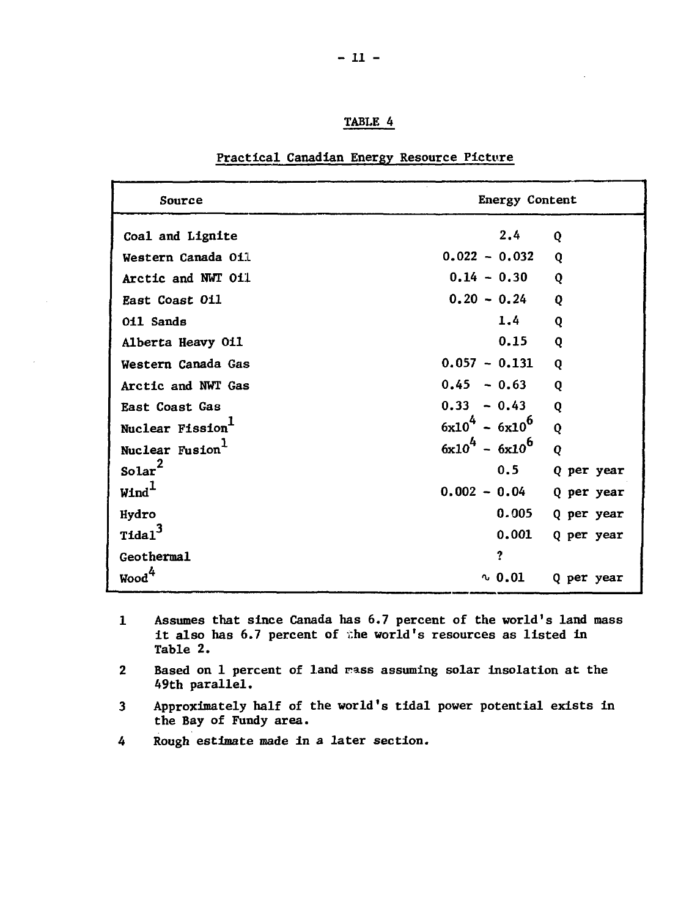## TABLE 4

### Practical Canadian Energy Resource Picture

| Source | Energy Content | |
|---|---|---|
| Coal and Lignite | 2.4 | Q |
| Western Canada Oil | 0.022 - 0.032 | Q |
| Arctic and NWT Oil | 0.14 - 0.30 | Q |
| East Coast Oil | 0.20 - 0.24 | Q |
| Oil Sands | 1.4 | Q |
| Alberta Heavy Oil | 0.15 | Q |
| Western Canada Gas | 0.057 - 0.131 | Q |
| Arctic and NWT Gas | 0.45 - 0.63 | Q |
| East Coast Gas | 0.33 - 0.43 | Q |
| Nuclear Fission[1] | $6 \times 10^4$ - $6 \times 10^6$ | Q |
| Nuclear Fusion[1] | $6 \times 10^4$ - $6 \times 10^6$ | Q |
| Solar[2] | 0.5 | Q per year |
| Wind[1] | 0.002 - 0.04 | Q per year |
| Hydro | 0.005 | Q per year |
| Tidal[3] | 0.001 | Q per year |
| Geothermal | ? | |
| Wood[4] | $\sim$ 0.01 | Q per year |

1. Assumes that since Canada has 6.7 percent of the world's land mass it also has 6.7 percent of the world's resources as listed in Table 2.
2. Based on 1 percent of land mass assuming solar insolation at the 49th parallel.
3. Approximately half of the world's tidal power potential exists in the Bay of Fundy area.
4. Rough estimate made in a later section.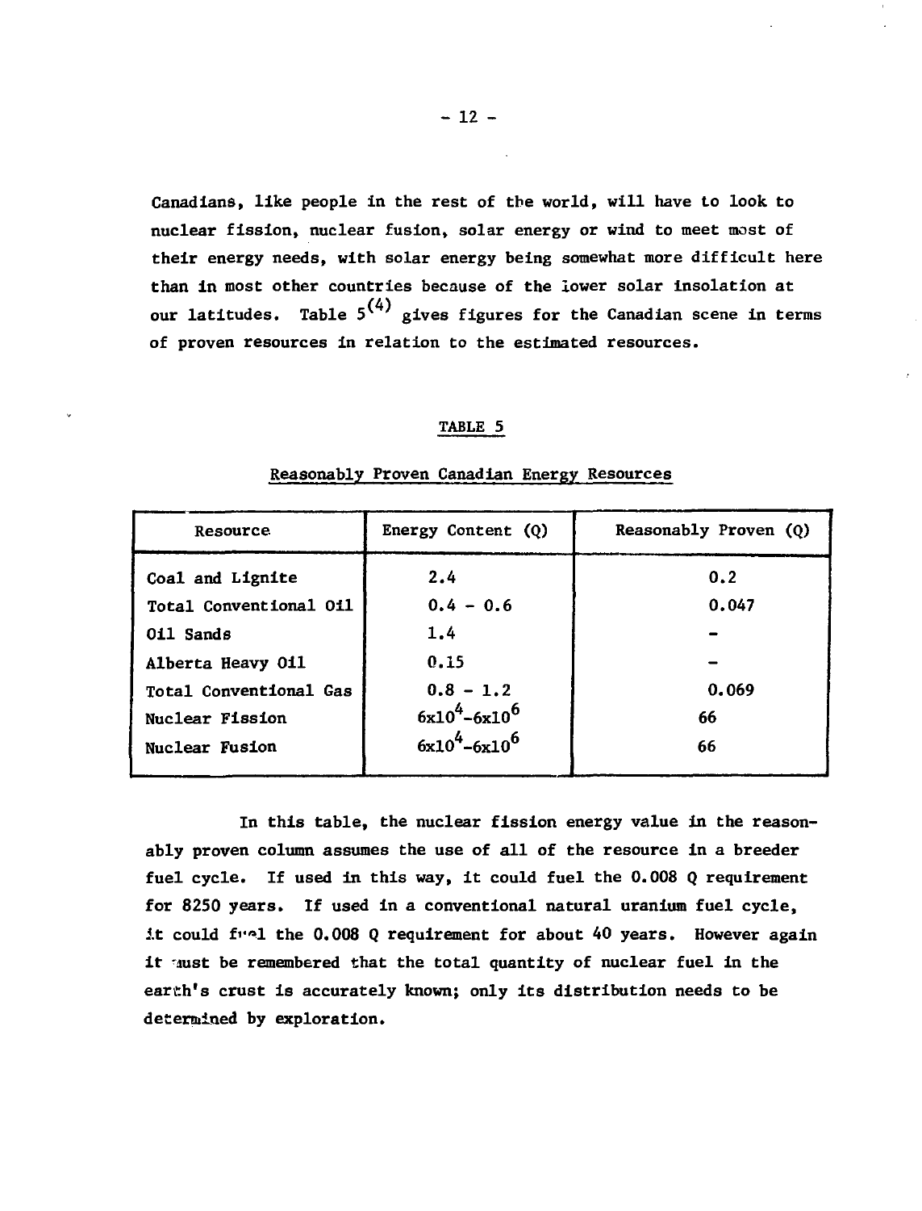Canadians, like people in the rest of the world, will have to look to nuclear fission, nuclear fusion, solar energy or wind to meet most of their energy needs, with solar energy being somewhat more difficult here than in most other countries because of the lower solar insolation at our latitudes. Table 5[4] gives figures for the Canadian scene in terms of proven resources in relation to the estimated resources.

TABLE 5

Reasonably Proven Canadian Energy Resources

| Resource | Energy Content (Q) | Reasonably Proven (Q) |
|---|---|---|
| Coal and Lignite | 2.4 | 0.2 |
| Total Conventional Oil | 0.4 - 0.6 | 0.047 |
| Oil Sands | 1.4 | - |
| Alberta Heavy Oil | 0.15 | - |
| Total Conventional Gas | 0.8 - 1.2 | 0.069 |
| Nuclear Fission | $6x10^4$-$6x10^6$ | 66 |
| Nuclear Fusion | $6x10^4$-$6x10^6$ | 66 |

In this table, the nuclear fission energy value in the reasonably proven column assumes the use of all of the resource in a breeder fuel cycle. If used in this way, it could fuel the 0.008 Q requirement for 8250 years. If used in a conventional natural uranium fuel cycle, it could fuel the 0.008 Q requirement for about 40 years. However again it must be remembered that the total quantity of nuclear fuel in the earth's crust is accurately known; only its distribution needs to be determined by exploration.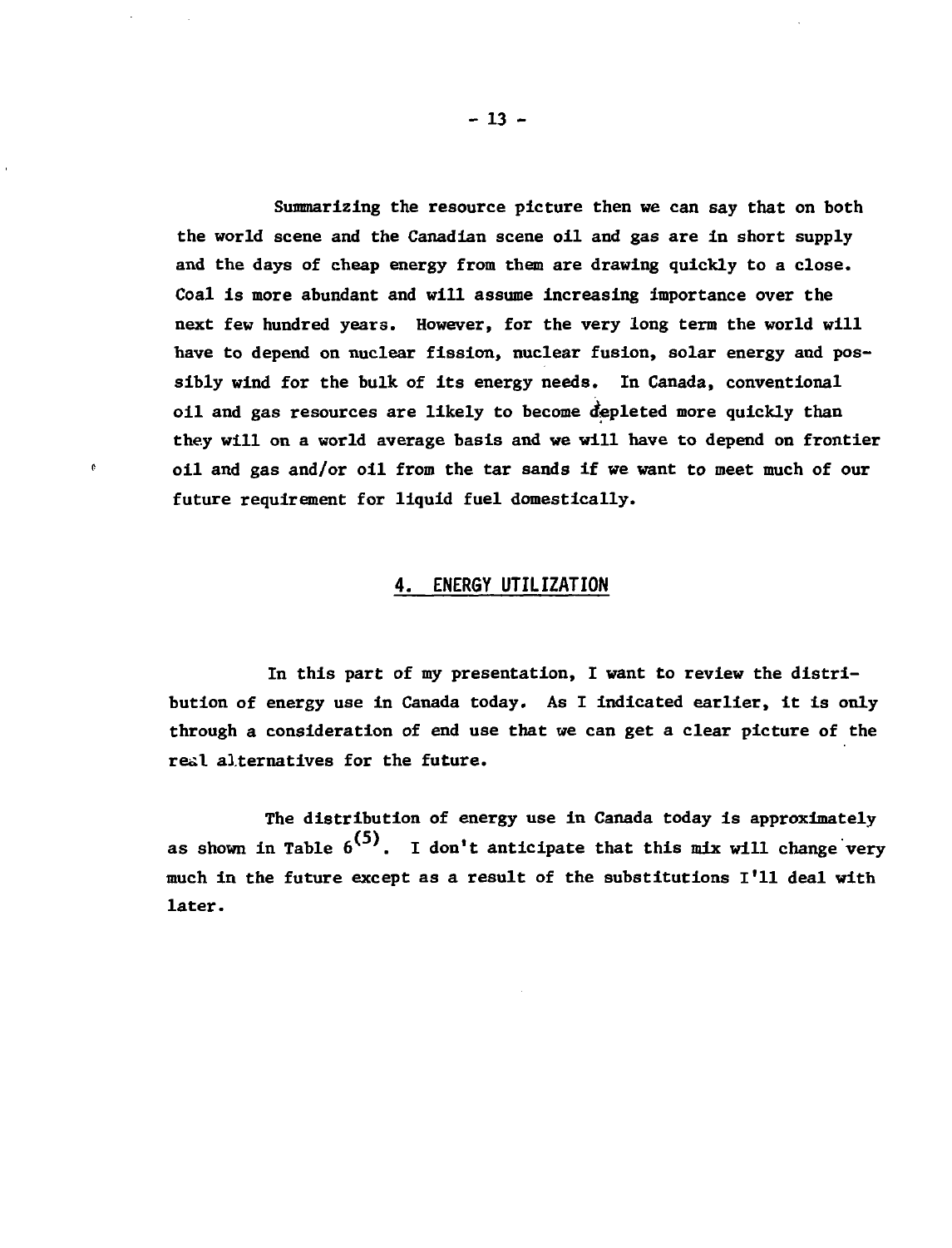Summarizing the resource picture then we can say that on both the world scene and the Canadian scene oil and gas are in short supply and the days of cheap energy from them are drawing quickly to a close. Coal is more abundant and will assume increasing importance over the next few hundred years. However, for the very long term the world will have to depend on nuclear fission, nuclear fusion, solar energy and possibly wind for the bulk of its energy needs. In Canada, conventional oil and gas resources are likely to become depleted more quickly than they will on a world average basis and we will have to depend on frontier oil and gas and/or oil from the tar sands if we want to meet much of our future requirement for liquid fuel domestically.

## 4. ENERGY UTILIZATION

In this part of my presentation, I want to review the distribution of energy use in Canada today. As I indicated earlier, it is only through a consideration of end use that we can get a clear picture of the real alternatives for the future.

The distribution of energy use in Canada today is approximately as shown in Table 6[5]. I don't anticipate that this mix will change very much in the future except as a result of the substitutions I'll deal with later.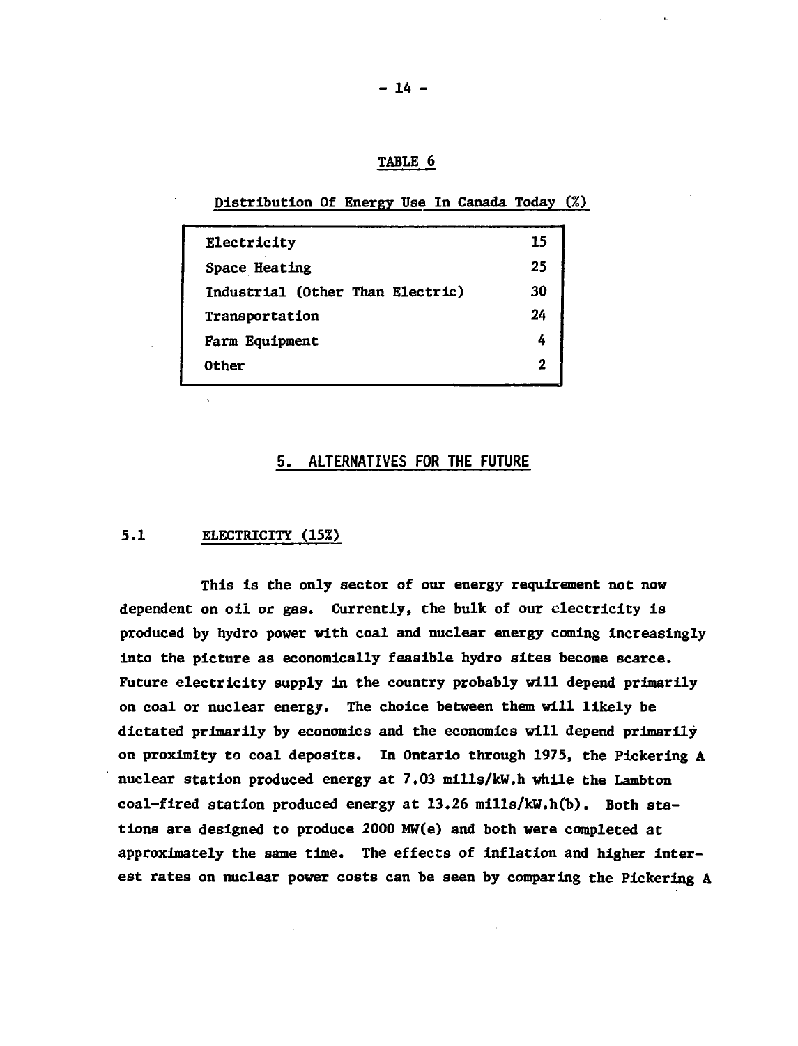TABLE 6

Distribution Of Energy Use In Canada Today (%)

| | |
|---|---|
| Electricity | 15 |
| Space Heating | 25 |
| Industrial (Other Than Electric) | 30 |
| Transportation | 24 |
| Farm Equipment | 4 |
| Other | 2 |

## 5. ALTERNATIVES FOR THE FUTURE

### 5.1 ELECTRICITY (15%)

This is the only sector of our energy requirement not now dependent on oil or gas. Currently, the bulk of our electricity is produced by hydro power with coal and nuclear energy coming increasingly into the picture as economically feasible hydro sites become scarce. Future electricity supply in the country probably will depend primarily on coal or nuclear energy. The choice between them will likely be dictated primarily by economics and the economics will depend primarily on proximity to coal deposits. In Ontario through 1975, the Pickering A nuclear station produced energy at 7.03 mills/kW.h while the Lambton coal-fired station produced energy at 13.26 mills/kW.h(b). Both stations are designed to produce 2000 MW(e) and both were completed at approximately the same time. The effects of inflation and higher interest rates on nuclear power costs can be seen by comparing the Pickering A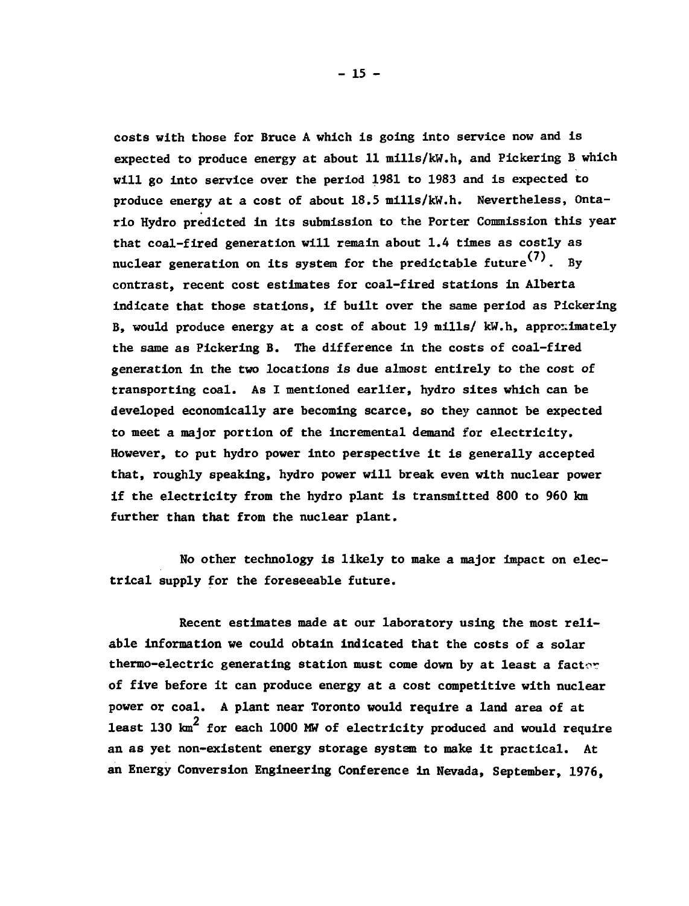costs with those for Bruce A which is going into service now and is expected to produce energy at about 11 mills/kW.h, and Pickering B which will go into service over the period 1981 to 1983 and is expected to produce energy at a cost of about 18.5 mills/kW.h. Nevertheless, Ontario Hydro predicted in its submission to the Porter Commission this year that coal-fired generation will remain about 1.4 times as costly as nuclear generation on its system for the predictable future[7]. By contrast, recent cost estimates for coal-fired stations in Alberta indicate that those stations, if built over the same period as Pickering B, would produce energy at a cost of about 19 mills/ kW.h, approximately the same as Pickering B. The difference in the costs of coal-fired generation in the two locations is due almost entirely to the cost of transporting coal. As I mentioned earlier, hydro sites which can be developed economically are becoming scarce, so they cannot be expected to meet a major portion of the incremental demand for electricity. However, to put hydro power into perspective it is generally accepted that, roughly speaking, hydro power will break even with nuclear power if the electricity from the hydro plant is transmitted 800 to 960 km further than that from the nuclear plant.

No other technology is likely to make a major impact on electrical supply for the foreseeable future.

Recent estimates made at our laboratory using the most reliable information we could obtain indicated that the costs of a solar thermo-electric generating station must come down by at least a factor of five before it can produce energy at a cost competitive with nuclear power or coal. A plant near Toronto would require a land area of at least 130 $km^2$ for each 1000 MW of electricity produced and would require an as yet non-existent energy storage system to make it practical. At an Energy Conversion Engineering Conference in Nevada, September, 1976,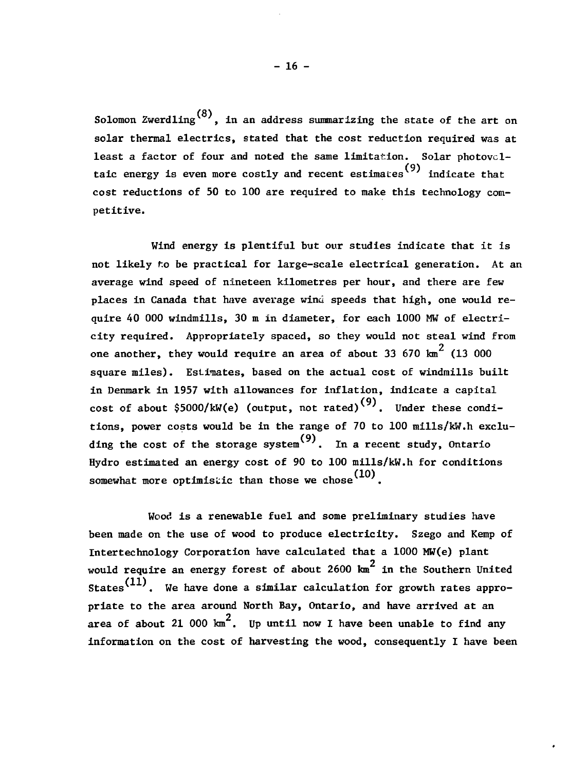Solomon Zwerdling[8], in an address summarizing the state of the art on solar thermal electrics, stated that the cost reduction required was at least a factor of four and noted the same limitation. Solar photovoltaic energy is even more costly and recent estimates[9] indicate that cost reductions of 50 to 100 are required to make this technology competitive.

Wind energy is plentiful but our studies indicate that it is not likely to be practical for large-scale electrical generation. At an average wind speed of nineteen kilometres per hour, and there are few places in Canada that have average wind speeds that high, one would require 40 000 windmills, 30 m in diameter, for each 1000 MW of electricity required. Appropriately spaced, so they would not steal wind from one another, they would require an area of about 33 670 $km^2$ (13 000 square miles). Estimates, based on the actual cost of windmills built in Denmark in 1957 with allowances for inflation, indicate a capital cost of about $5000/kW(e) (output, not rated)[9]. Under these conditions, power costs would be in the range of 70 to 100 mills/kW.h excluding the cost of the storage system[9]. In a recent study, Ontario Hydro estimated an energy cost of 90 to 100 mills/kW.h for conditions somewhat more optimistic than those we chose[10].

Wood is a renewable fuel and some preliminary studies have been made on the use of wood to produce electricity. Szego and Kemp of Intertechnology Corporation have calculated that a 1000 MW(e) plant would require an energy forest of about 2600 $km^2$ in the Southern United States[11]. We have done a similar calculation for growth rates appropriate to the area around North Bay, Ontario, and have arrived at an area of about 21 000 $km^2$. Up until now I have been unable to find any information on the cost of harvesting the wood, consequently I have been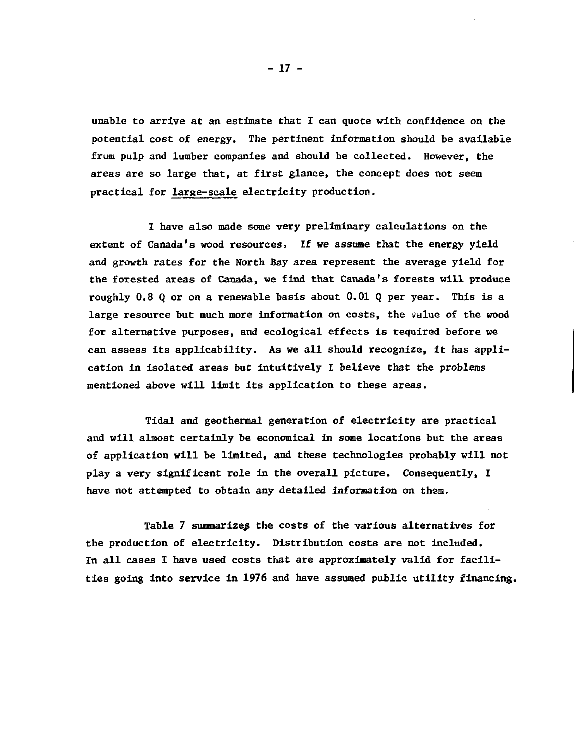unable to arrive at an estimate that I can quote with confidence on the potential cost of energy. The pertinent information should be available from pulp and lumber companies and should be collected. However, the areas are so large that, at first glance, the concept does not seem practical for large-scale electricity production.

I have also made some very preliminary calculations on the extent of Canada's wood resources. If we assume that the energy yield and growth rates for the North Bay area represent the average yield for the forested areas of Canada, we find that Canada's forests will produce roughly 0.8 Q or on a renewable basis about 0.01 Q per year. This is a large resource but much more information on costs, the value of the wood for alternative purposes, and ecological effects is required before we can assess its applicability. As we all should recognize, it has application in isolated areas but intuitively I believe that the problems mentioned above will limit its application to these areas.

Tidal and geothermal generation of electricity are practical and will almost certainly be economical in some locations but the areas of application will be limited, and these technologies probably will not play a very significant role in the overall picture. Consequently, I have not attempted to obtain any detailed information on them.

Table 7 summarizes the costs of the various alternatives for the production of electricity. Distribution costs are not included. In all cases I have used costs that are approximately valid for facilities going into service in 1976 and have assumed public utility financing.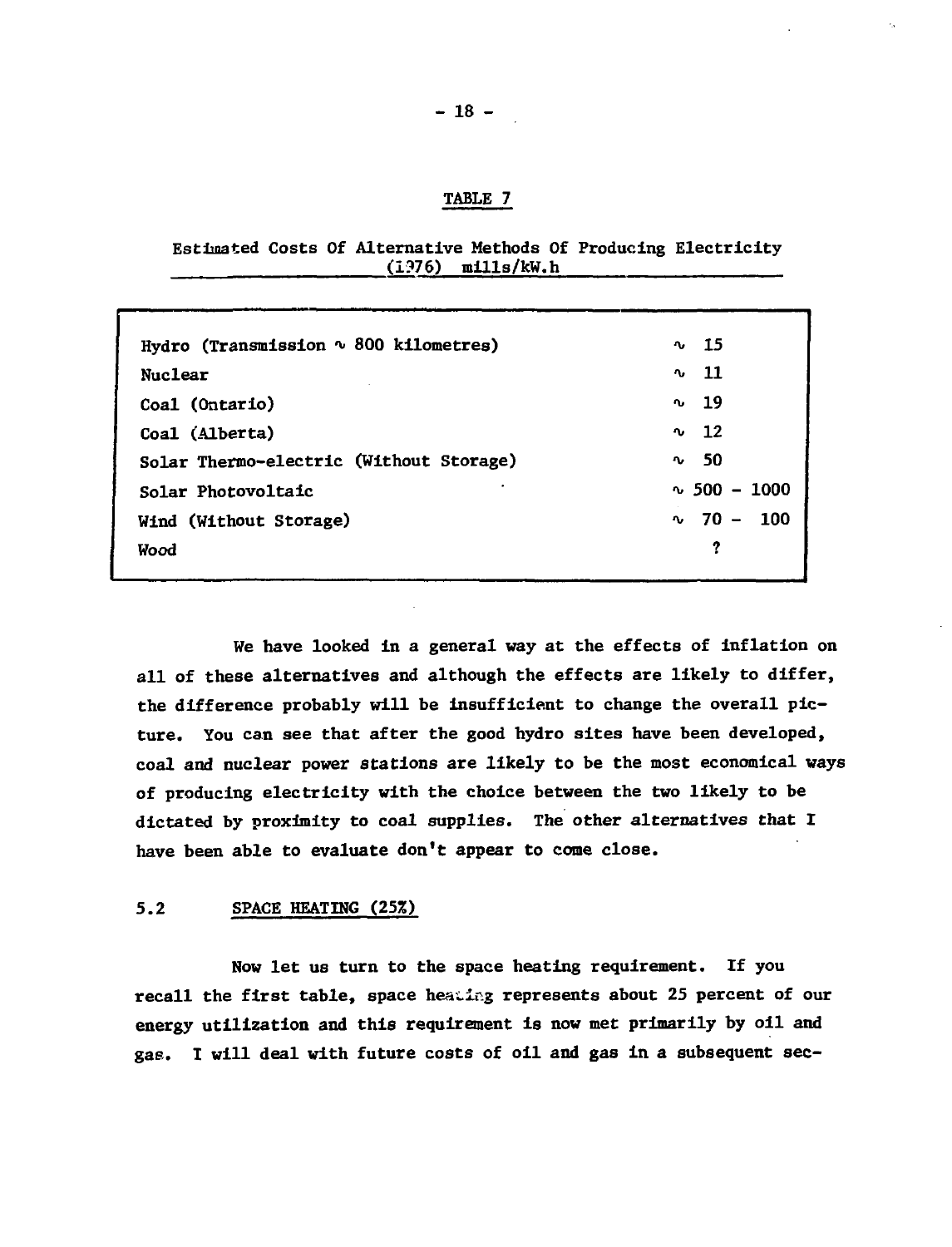TABLE 7

Estimated Costs Of Alternative Methods Of Producing Electricity (1976) mills/kW.h

| | |
|---|---|
| Hydro (Transmission ∿ 800 kilometres) | ∿ 15 |
| Nuclear | ∿ 11 |
| Coal (Ontario) | ∿ 19 |
| Coal (Alberta) | ∿ 12 |
| Solar Thermo-electric (Without Storage) | ∿ 50 |
| Solar Photovoltaic | ∿ 500 - 1000 |
| Wind (Without Storage) | ∿ 70 - 100 |
| Wood | ? |

We have looked in a general way at the effects of inflation on all of these alternatives and although the effects are likely to differ, the difference probably will be insufficient to change the overall picture. You can see that after the good hydro sites have been developed, coal and nuclear power stations are likely to be the most economical ways of producing electricity with the choice between the two likely to be dictated by proximity to coal supplies. The other alternatives that I have been able to evaluate don't appear to come close.

## 5.2 SPACE HEATING (25%)

Now let us turn to the space heating requirement. If you recall the first table, space heating represents about 25 percent of our energy utilization and this requirement is now met primarily by oil and gas. I will deal with future costs of oil and gas in a subsequent sec-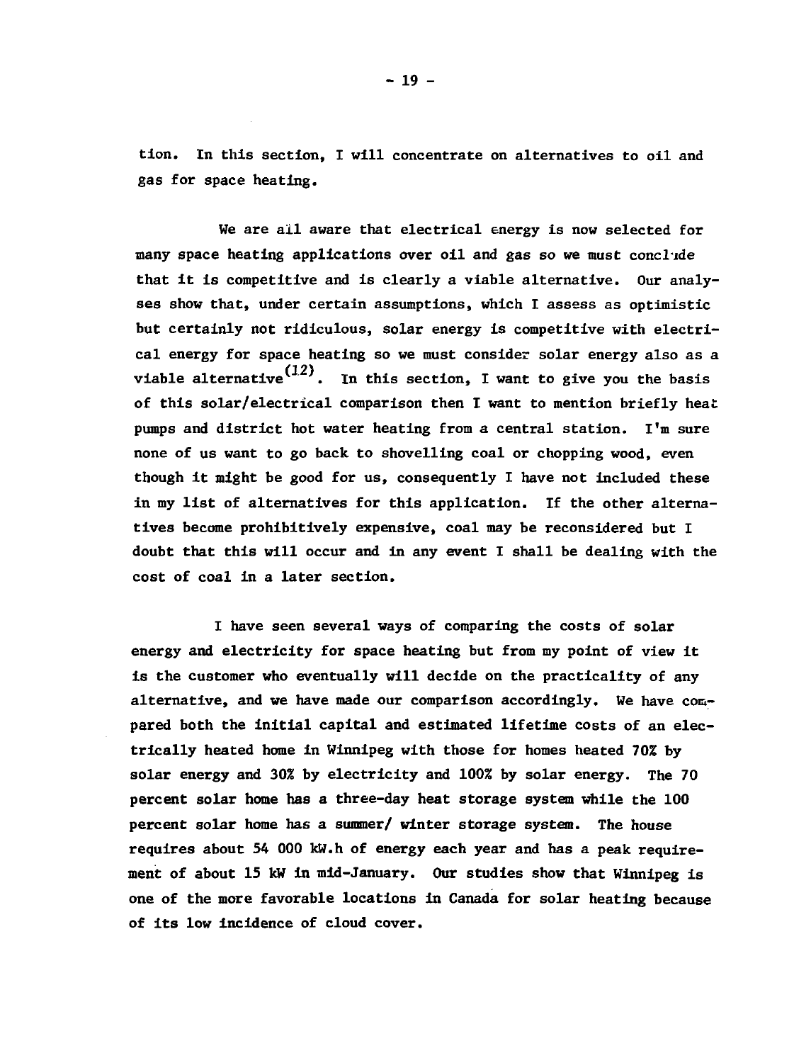tion. In this section, I will concentrate on alternatives to oil and gas for space heating.

We are all aware that electrical energy is now selected for many space heating applications over oil and gas so we must conclude that it is competitive and is clearly a viable alternative. Our analyses show that, under certain assumptions, which I assess as optimistic but certainly not ridiculous, solar energy is competitive with electrical energy for space heating so we must consider solar energy also as a viable alternative[12]. In this section, I want to give you the basis of this solar/electrical comparison then I want to mention briefly heat pumps and district hot water heating from a central station. I'm sure none of us want to go back to shovelling coal or chopping wood, even though it might be good for us, consequently I have not included these in my list of alternatives for this application. If the other alternatives become prohibitively expensive, coal may be reconsidered but I doubt that this will occur and in any event I shall be dealing with the cost of coal in a later section.

I have seen several ways of comparing the costs of solar energy and electricity for space heating but from my point of view it is the customer who eventually will decide on the practicality of any alternative, and we have made our comparison accordingly. We have compared both the initial capital and estimated lifetime costs of an electrically heated home in Winnipeg with those for homes heated 70% by solar energy and 30% by electricity and 100% by solar energy. The 70 percent solar home has a three-day heat storage system while the 100 percent solar home has a summer/ winter storage system. The house requires about 54 000 kW.h of energy each year and has a peak requirement of about 15 kW in mid-January. Our studies show that Winnipeg is one of the more favorable locations in Canada for solar heating because of its low incidence of cloud cover.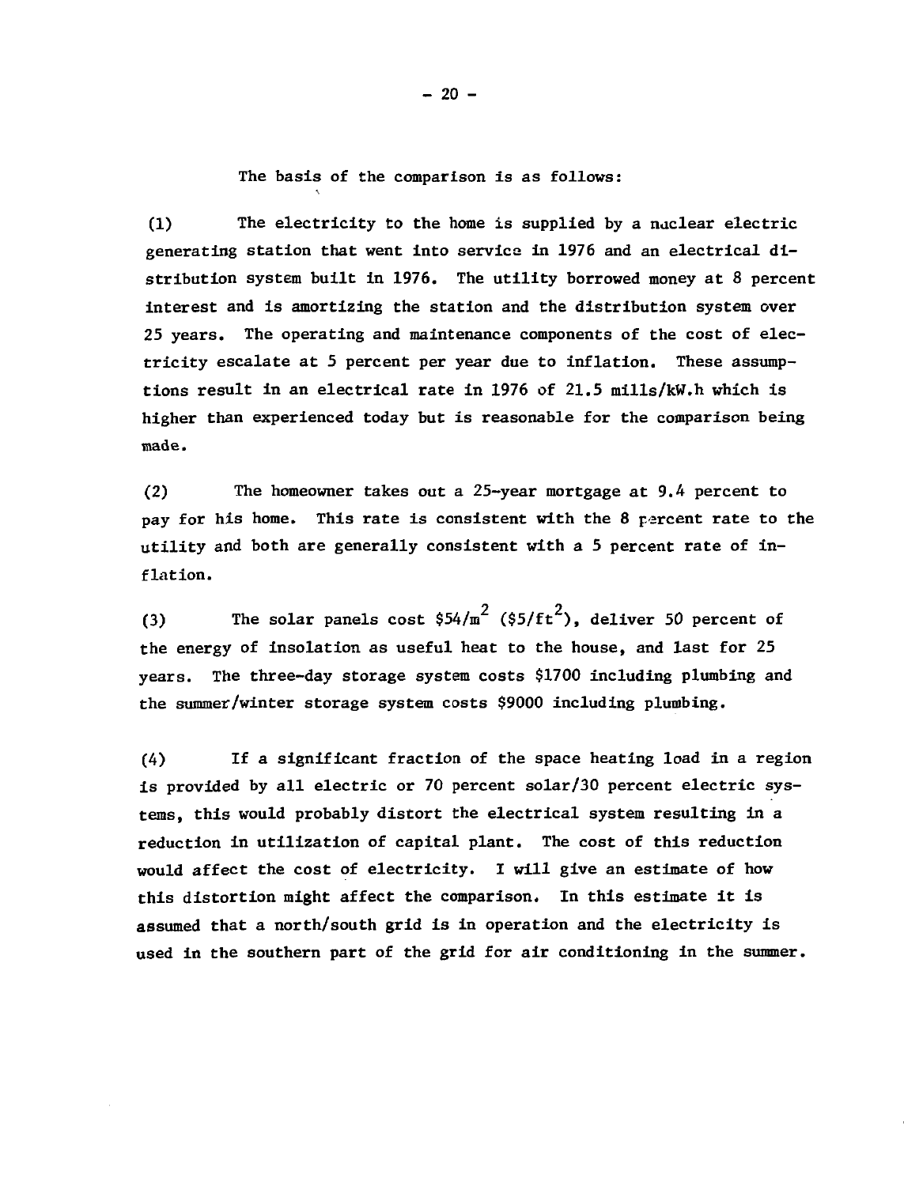The basis of the comparison is as follows:

(1) The electricity to the home is supplied by a nuclear electric generating station that went into service in 1976 and an electrical distribution system built in 1976. The utility borrowed money at 8 percent interest and is amortizing the station and the distribution system over 25 years. The operating and maintenance components of the cost of electricity escalate at 5 percent per year due to inflation. These assumptions result in an electrical rate in 1976 of 21.5 mills/kW.h which is higher than experienced today but is reasonable for the comparison being made.

(2) The homeowner takes out a 25-year mortgage at 9.4 percent to pay for his home. This rate is consistent with the 8 percent rate to the utility and both are generally consistent with a 5 percent rate of inflation.

(3) The solar panels cost $\$54/m^2$ ($\$5/ft^2$), deliver 50 percent of the energy of insolation as useful heat to the house, and last for 25 years. The three-day storage system costs $1700 including plumbing and the summer/winter storage system costs $9000 including plumbing.

(4) If a significant fraction of the space heating load in a region is provided by all electric or 70 percent solar/30 percent electric systems, this would probably distort the electrical system resulting in a reduction in utilization of capital plant. The cost of this reduction would affect the cost of electricity. I will give an estimate of how this distortion might affect the comparison. In this estimate it is assumed that a north/south grid is in operation and the electricity is used in the southern part of the grid for air conditioning in the summer.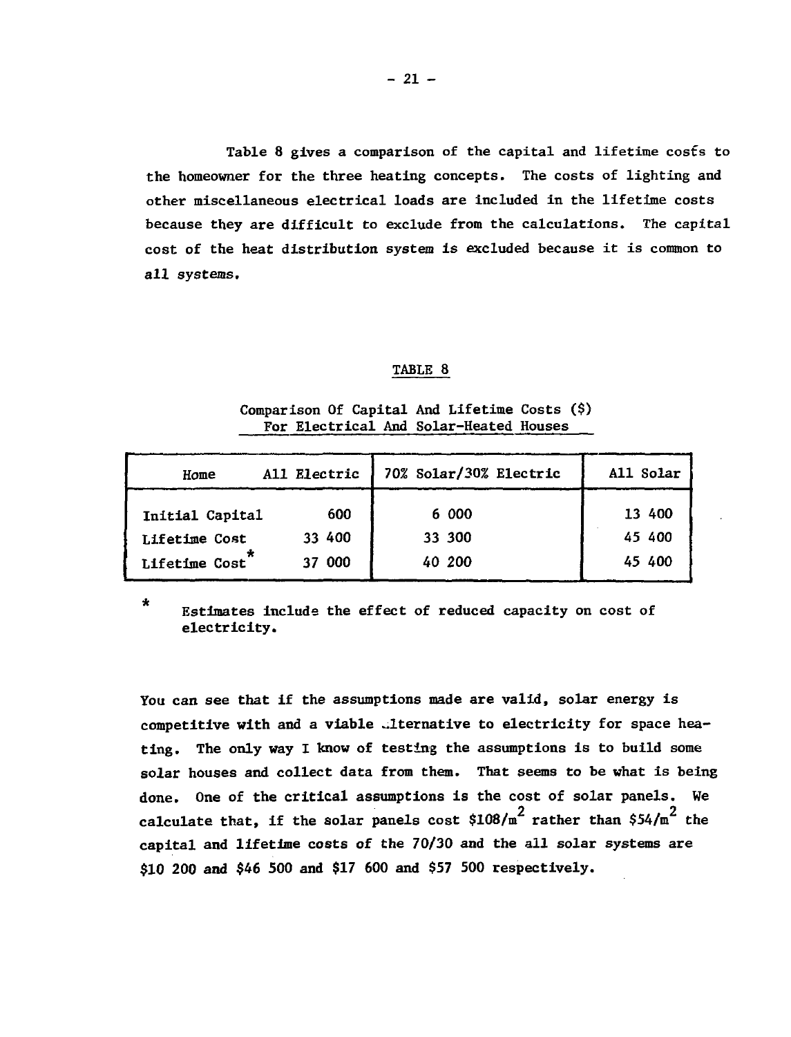Table 8 gives a comparison of the capital and lifetime costs to the homeowner for the three heating concepts. The costs of lighting and other miscellaneous electrical loads are included in the lifetime costs because they are difficult to exclude from the calculations. The capital cost of the heat distribution system is excluded because it is common to all systems.

TABLE 8

Comparison Of Capital And Lifetime Costs ($) For Electrical And Solar-Heated Houses

| Home | All Electric | 70% Solar/30% Electric | All Solar |
|---|---|---|---|
| Initial Capital | 600 | 6 000 | 13 400 |
| Lifetime Cost | 33 400 | 33 300 | 45 400 |
| Lifetime Cost* | 37 000 | 40 200 | 45 400 |

\* Estimates include the effect of reduced capacity on cost of electricity.

You can see that if the assumptions made are valid, solar energy is competitive with and a viable alternative to electricity for space heating. The only way I know of testing the assumptions is to build some solar houses and collect data from them. That seems to be what is being done. One of the critical assumptions is the cost of solar panels. We calculate that, if the solar panels cost $\$108/m^2$ rather than $\$54/m^2$ the capital and lifetime costs of the 70/30 and the all solar systems are \$10 200 and \$46 500 and \$17 600 and \$57 500 respectively.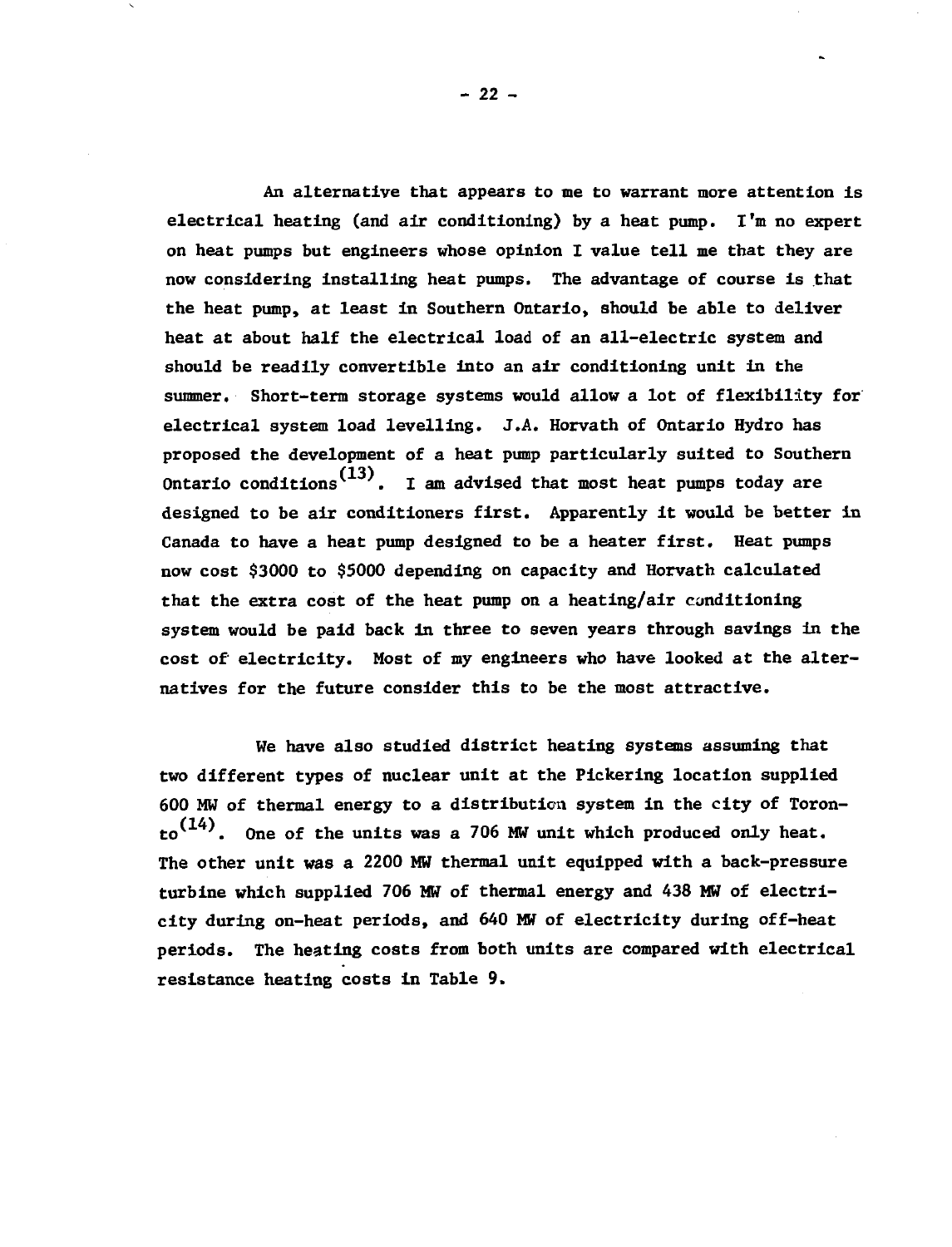An alternative that appears to me to warrant more attention is electrical heating (and air conditioning) by a heat pump. I'm no expert on heat pumps but engineers whose opinion I value tell me that they are now considering installing heat pumps. The advantage of course is that the heat pump, at least in Southern Ontario, should be able to deliver heat at about half the electrical load of an all-electric system and should be readily convertible into an air conditioning unit in the summer. Short-term storage systems would allow a lot of flexibility for electrical system load levelling. J.A. Horvath of Ontario Hydro has proposed the development of a heat pump particularly suited to Southern Ontario conditions[13]. I am advised that most heat pumps today are designed to be air conditioners first. Apparently it would be better in Canada to have a heat pump designed to be a heater first. Heat pumps now cost $3000 to $5000 depending on capacity and Horvath calculated that the extra cost of the heat pump on a heating/air conditioning system would be paid back in three to seven years through savings in the cost of electricity. Most of my engineers who have looked at the alternatives for the future consider this to be the most attractive.

We have also studied district heating systems assuming that two different types of nuclear unit at the Pickering location supplied 600 MW of thermal energy to a distribution system in the city of Toronto[14]. One of the units was a 706 MW unit which produced only heat. The other unit was a 2200 MW thermal unit equipped with a back-pressure turbine which supplied 706 MW of thermal energy and 438 MW of electricity during on-heat periods, and 640 MW of electricity during off-heat periods. The heating costs from both units are compared with electrical resistance heating costs in Table 9.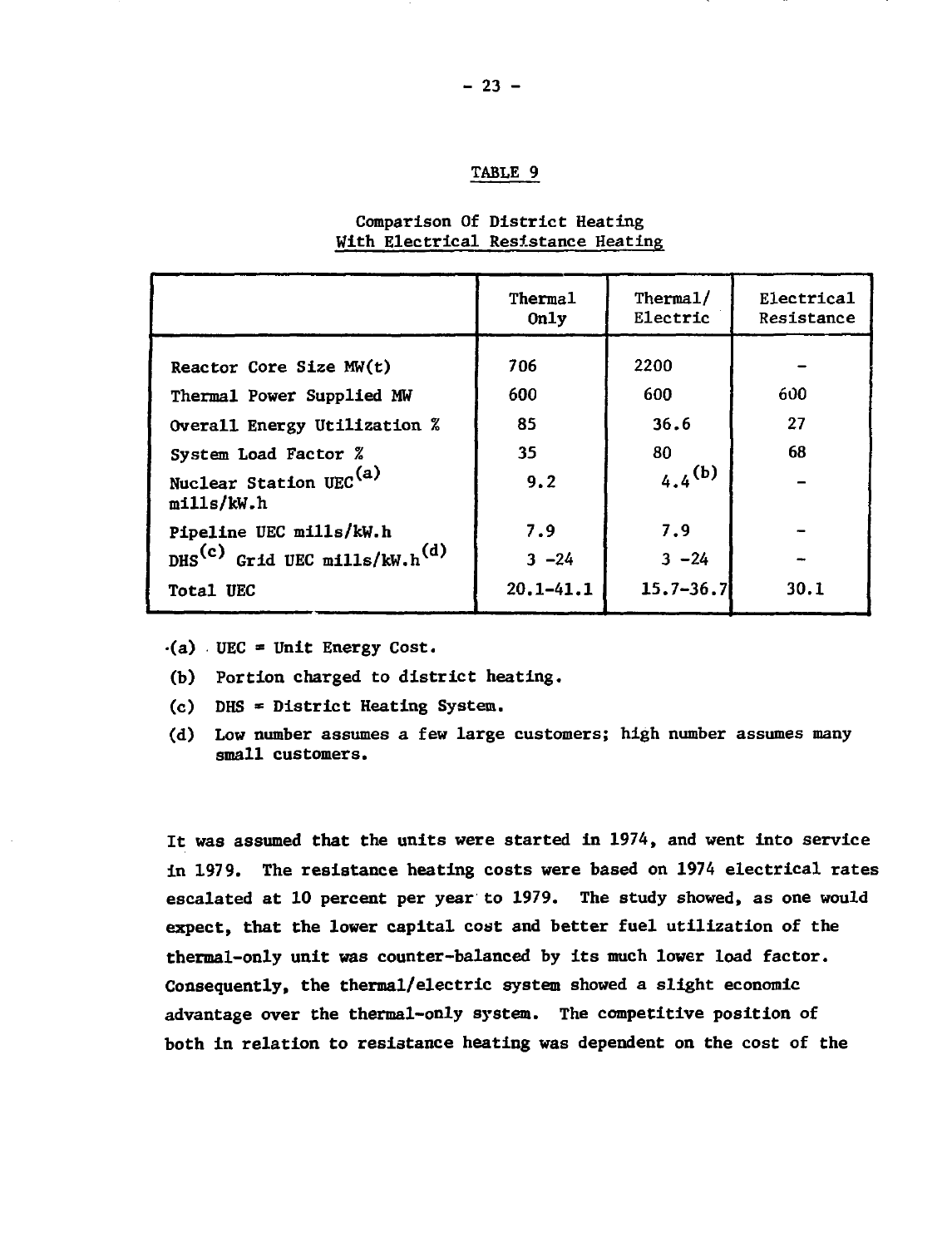TABLE 9

Comparison Of District Heating With Electrical Resistance Heating

| | Thermal Only | Thermal/ Electric | Electrical Resistance |
|---|---|---|---|
| Reactor Core Size MW(t) | 706 | 2200 | - |
| Thermal Power Supplied MW | 600 | 600 | 600 |
| Overall Energy Utilization % | 85 | 36.6 | 27 |
| System Load Factor % | 35 | 80 | 68 |
| Nuclear Station UEC[(a)] mills/kW.h | 9.2 | 4.4[(b)] | - |
| Pipeline UEC mills/kW.h | 7.9 | 7.9 | - |
| DHS[(c)] Grid UEC mills/kW.h[(d)] | 3 -24 | 3 -24 | - |
| Total UEC | 20.1-41.1 | 15.7-36.7 | 30.1 |

(a) UEC = Unit Energy Cost.

(b) Portion charged to district heating.

(c) DHS = District Heating System.

(d) Low number assumes a few large customers; high number assumes many small customers.

It was assumed that the units were started in 1974, and went into service in 1979. The resistance heating costs were based on 1974 electrical rates escalated at 10 percent per year to 1979. The study showed, as one would expect, that the lower capital cost and better fuel utilization of the thermal-only unit was counter-balanced by its much lower load factor. Consequently, the thermal/electric system showed a slight economic advantage over the thermal-only system. The competitive position of both in relation to resistance heating was dependent on the cost of the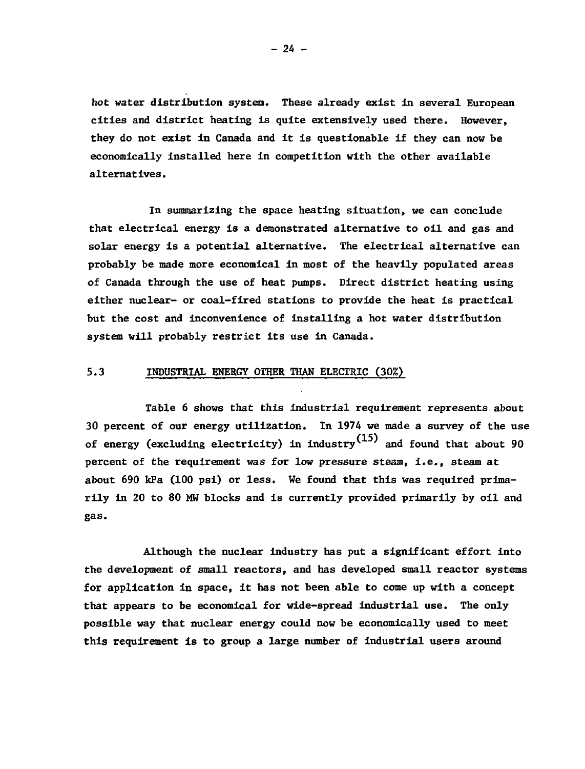hot water distribution system. These already exist in several European cities and district heating is quite extensively used there. However, they do not exist in Canada and it is questionable if they can now be economically installed here in competition with the other available alternatives.

In summarizing the space heating situation, we can conclude that electrical energy is a demonstrated alternative to oil and gas and solar energy is a potential alternative. The electrical alternative can probably be made more economical in most of the heavily populated areas of Canada through the use of heat pumps. Direct district heating using either nuclear- or coal-fired stations to provide the heat is practical but the cost and inconvenience of installing a hot water distribution system will probably restrict its use in Canada.

## 5.3 INDUSTRIAL ENERGY OTHER THAN ELECTRIC (30%)

Table 6 shows that this industrial requirement represents about 30 percent of our energy utilization. In 1974 we made a survey of the use of energy (excluding electricity) in industry[15] and found that about 90 percent of the requirement was for low pressure steam, i.e., steam at about 690 kPa (100 psi) or less. We found that this was required primarily in 20 to 80 MW blocks and is currently provided primarily by oil and gas.

Although the nuclear industry has put a significant effort into the development of small reactors, and has developed small reactor systems for application in space, it has not been able to come up with a concept that appears to be economical for wide-spread industrial use. The only possible way that nuclear energy could now be economically used to meet this requirement is to group a large number of industrial users around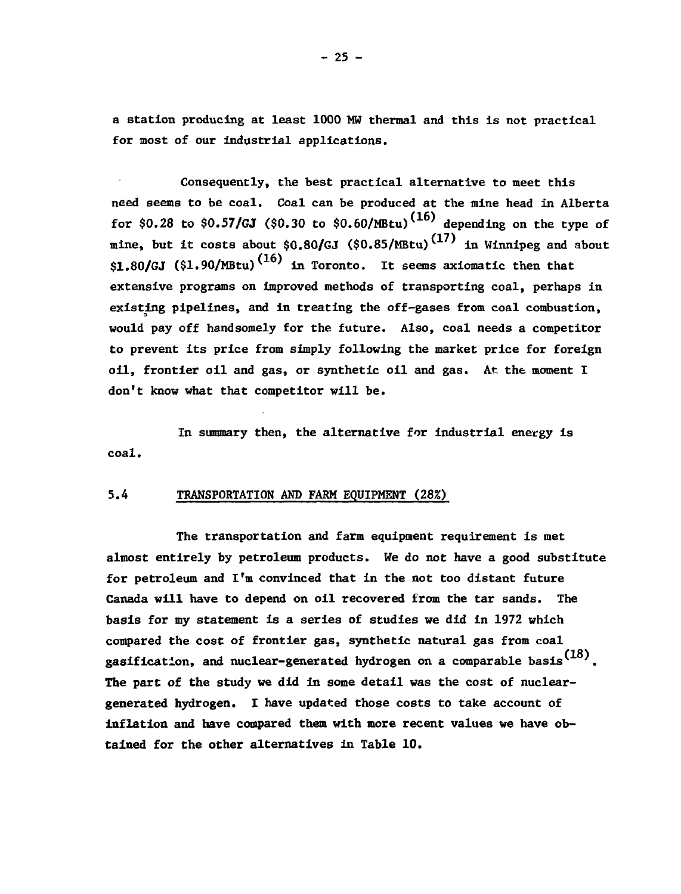a station producing at least 1000 MW thermal and this is not practical for most of our industrial applications.

Consequently, the best practical alternative to meet this need seems to be coal. Coal can be produced at the mine head in Alberta for \$0.28 to \$0.57/GJ (\$0.30 to \$0.60/MBtu)[16] depending on the type of mine, but it costs about \$0.80/GJ (\$0.85/MBtu)[17] in Winnipeg and about \$1.80/GJ (\$1.90/MBtu)[16] in Toronto. It seems axiomatic then that extensive programs on improved methods of transporting coal, perhaps in existing pipelines, and in treating the off-gases from coal combustion, would pay off handsomely for the future. Also, coal needs a competitor to prevent its price from simply following the market price for foreign oil, frontier oil and gas, or synthetic oil and gas. At the moment I don't know what that competitor will be.

In summary then, the alternative for industrial energy is coal.

### 5.4 TRANSPORTATION AND FARM EQUIPMENT (28%)

The transportation and farm equipment requirement is met almost entirely by petroleum products. We do not have a good substitute for petroleum and I'm convinced that in the not too distant future Canada will have to depend on oil recovered from the tar sands. The basis for my statement is a series of studies we did in 1972 which compared the cost of frontier gas, synthetic natural gas from coal gasification, and nuclear-generated hydrogen on a comparable basis[18]. The part of the study we did in some detail was the cost of nuclear-generated hydrogen. I have updated those costs to take account of inflation and have compared them with more recent values we have obtained for the other alternatives in Table 10.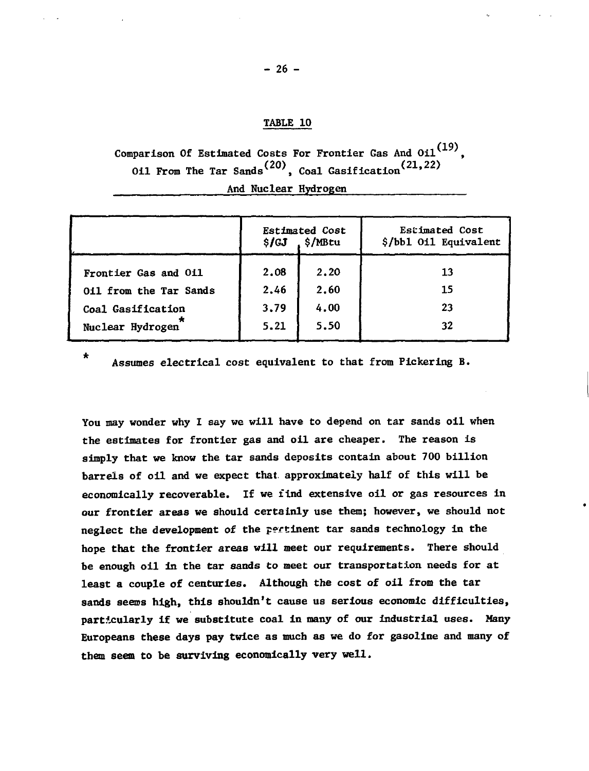TABLE 10

Comparison Of Estimated Costs For Frontier Gas And Oil[19], Oil From The Tar Sands[20], Coal Gasification[21,22] And Nuclear Hydrogen

| | Estimated Cost | | Estimated Cost |
|---|---|---|---|
| | \$/GJ | \$/MBtu | \$/bbl Oil Equivalent |
| Frontier Gas and Oil | 2.08 | 2.20 | 13 |
| Oil from the Tar Sands | 2.46 | 2.60 | 15 |
| Coal Gasification | 3.79 | 4.00 | 23 |
| Nuclear Hydrogen* | 5.21 | 5.50 | 32 |

\* Assumes electrical cost equivalent to that from Pickering B.

You may wonder why I say we will have to depend on tar sands oil when the estimates for frontier gas and oil are cheaper. The reason is simply that we know the tar sands deposits contain about 700 billion barrels of oil and we expect that approximately half of this will be economically recoverable. If we find extensive oil or gas resources in our frontier areas we should certainly use them; however, we should not neglect the development of the pertinent tar sands technology in the hope that the frontier areas will meet our requirements. There should be enough oil in the tar sands to meet our transportation needs for at least a couple of centuries. Although the cost of oil from the tar sands seems high, this shouldn't cause us serious economic difficulties, particularly if we substitute coal in many of our industrial uses. Many Europeans these days pay twice as much as we do for gasoline and many of them seem to be surviving economically very well.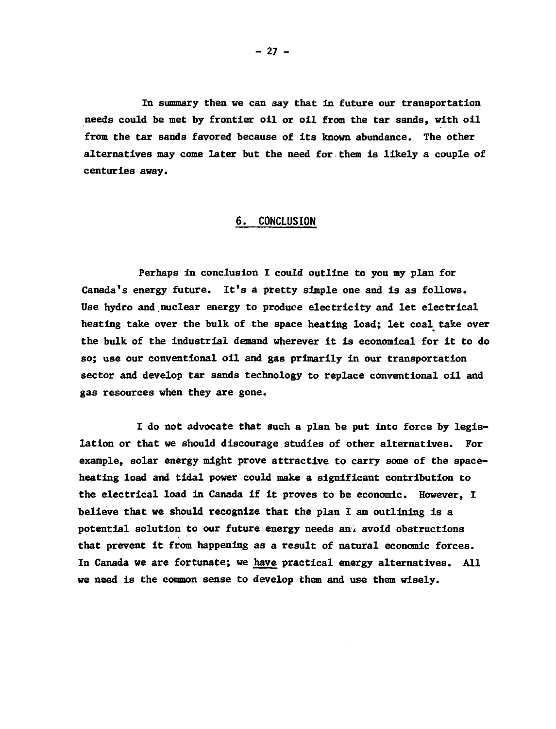In summary then we can say that in future our transportation needs could be met by frontier oil or oil from the tar sands, with oil from the tar sands favored because of its known abundance. The other alternatives may come later but the need for them is likely a couple of centuries away.

## 6. CONCLUSION

Perhaps in conclusion I could outline to you my plan for Canada's energy future. It's a pretty simple one and is as follows. Use hydro and nuclear energy to produce electricity and let electrical heating take over the bulk of the space heating load; let coal take over the bulk of the industrial demand wherever it is economical for it to do so; use our conventional oil and gas primarily in our transportation sector and develop tar sands technology to replace conventional oil and gas resources when they are gone.

I do not advocate that such a plan be put into force by legislation or that we should discourage studies of other alternatives. For example, solar energy might prove attractive to carry some of the space-heating load and tidal power could make a significant contribution to the electrical load in Canada if it proves to be economic. However, I believe that we should recognize that the plan I am outlining is a potential solution to our future energy needs and avoid obstructions that prevent it from happening as a result of natural economic forces. In Canada we are fortunate; we <u>have</u> practical energy alternatives. All we need is the common sense to develop them and use them wisely.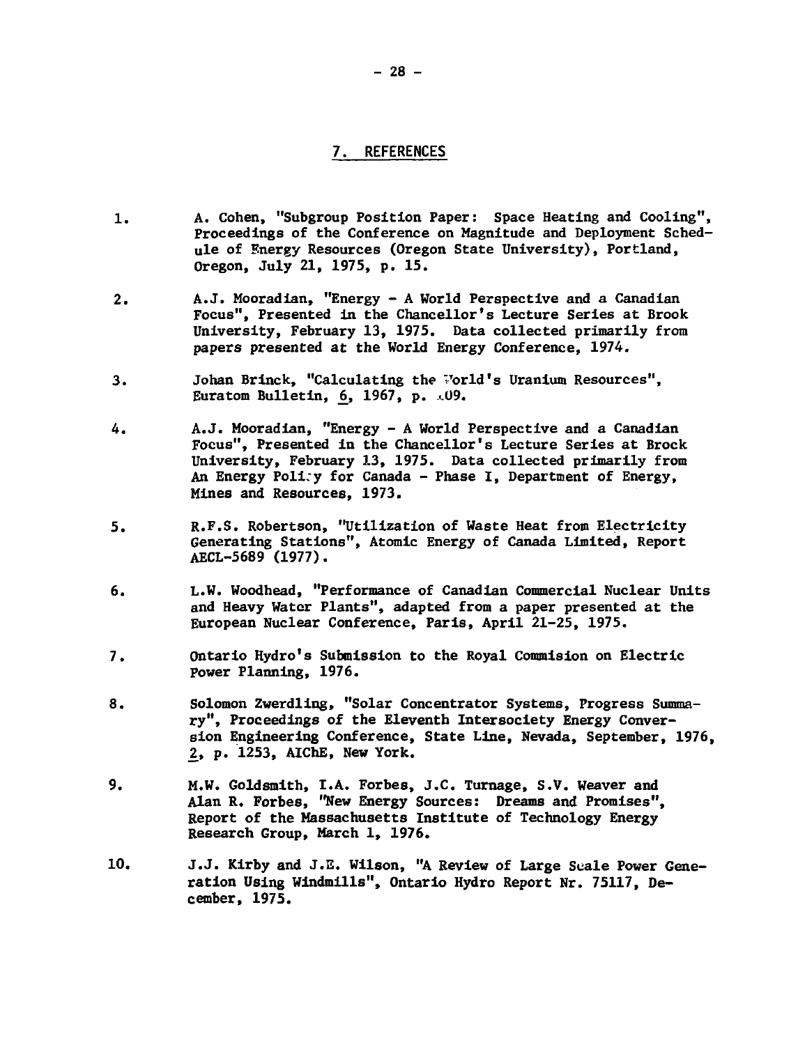## 7. REFERENCES

1. A. Cohen, "Subgroup Position Paper: Space Heating and Cooling", Proceedings of the Conference on Magnitude and Deployment Schedule of Energy Resources (Oregon State University), Portland, Oregon, July 21, 1975, p. 15.

2. A.J. Mooradian, "Energy - A World Perspective and a Canadian Focus", Presented in the Chancellor's Lecture Series at Brook University, February 13, 1975. Data collected primarily from papers presented at the World Energy Conference, 1974.

3. Johan Brinck, "Calculating the World's Uranium Resources", Euratom Bulletin, 6, 1967, p. 109.

4. A.J. Mooradian, "Energy - A World Perspective and a Canadian Focus", Presented in the Chancellor's Lecture Series at Brock University, February 13, 1975. Data collected primarily from An Energy Policy for Canada - Phase I, Department of Energy, Mines and Resources, 1973.

5. R.F.S. Robertson, "Utilization of Waste Heat from Electricity Generating Stations", Atomic Energy of Canada Limited, Report AECL-5689 (1977).

6. L.W. Woodhead, "Performance of Canadian Commercial Nuclear Units and Heavy Water Plants", adapted from a paper presented at the European Nuclear Conference, Paris, April 21-25, 1975.

7. Ontario Hydro's Submission to the Royal Commision on Electric Power Planning, 1976.

8. Solomon Zwerdling, "Solar Concentrator Systems, Progress Summary", Proceedings of the Eleventh Intersociety Energy Conversion Engineering Conference, State Line, Nevada, September, 1976, 2, p. 1253, AIChE, New York.

9. M.W. Goldsmith, I.A. Forbes, J.C. Turnage, S.V. Weaver and Alan R. Forbes, "New Energy Sources: Dreams and Promises", Report of the Massachusetts Institute of Technology Energy Research Group, March 1, 1976.

10. J.J. Kirby and J.E. Wilson, "A Review of Large Scale Power Generation Using Windmills", Ontario Hydro Report Nr. 75117, December, 1975.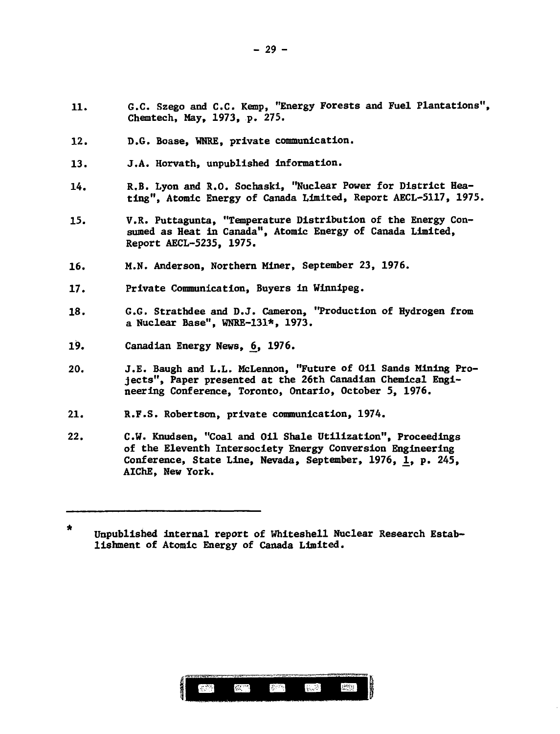11. G.C. Szego and C.C. Kemp, "Energy Forests and Fuel Plantations", Chemtech, May, 1973, p. 275.

12. D.G. Boase, WNRE, private communication.

13. J.A. Horvath, unpublished information.

14. R.B. Lyon and R.O. Sochaski, "Nuclear Power for District Heating", Atomic Energy of Canada Limited, Report AECL-5117, 1975.

15. V.R. Puttagunta, "Temperature Distribution of the Energy Consumed as Heat in Canada", Atomic Energy of Canada Limited, Report AECL-5235, 1975.

16. M.N. Anderson, Northern Miner, September 23, 1976.

17. Private Communication, Buyers in Winnipeg.

18. G.G. Strathdee and D.J. Cameron, "Production of Hydrogen from a Nuclear Base", WNRE-131*, 1973.

19. Canadian Energy News, 6, 1976.

20. J.E. Baugh and L.L. McLennon, "Future of Oil Sands Mining Projects", Paper presented at the 26th Canadian Chemical Engineering Conference, Toronto, Ontario, October 5, 1976.

21. R.F.S. Robertson, private communication, 1974.

22. C.W. Knudsen, "Coal and Oil Shale Utilization", Proceedings of the Eleventh Intersociety Energy Conversion Engineering Conference, State Line, Nevada, September, 1976, 1, p. 245, AIChE, New York.

---

\* Unpublished internal report of Whiteshell Nuclear Research Establishment of Atomic Energy of Canada Limited.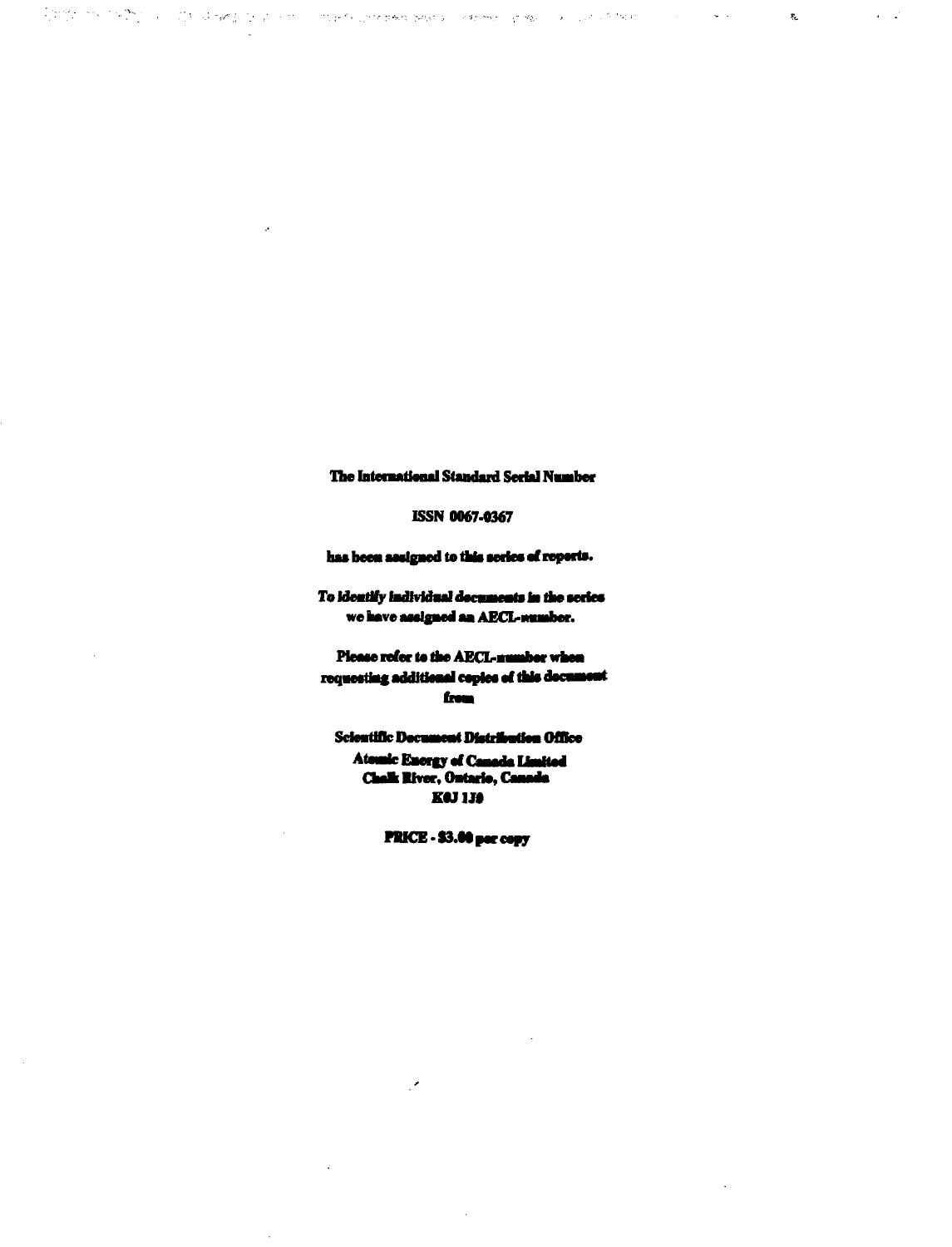**The International Standard Serial Number**

**ISSN 0067-0367**

**has been assigned to this series of reports.**

***To identify individual documents in the series we have assigned an AECL-number.***

**Please refer to the AECL-number when requesting additional copies of this document from**

**Scientific Document Distribution Office**

**Atomic Energy of Canada Limited**
**Chalk River, Ontario, Canada**
**K0J 1J0**

**PRICE - $3.00 per copy**